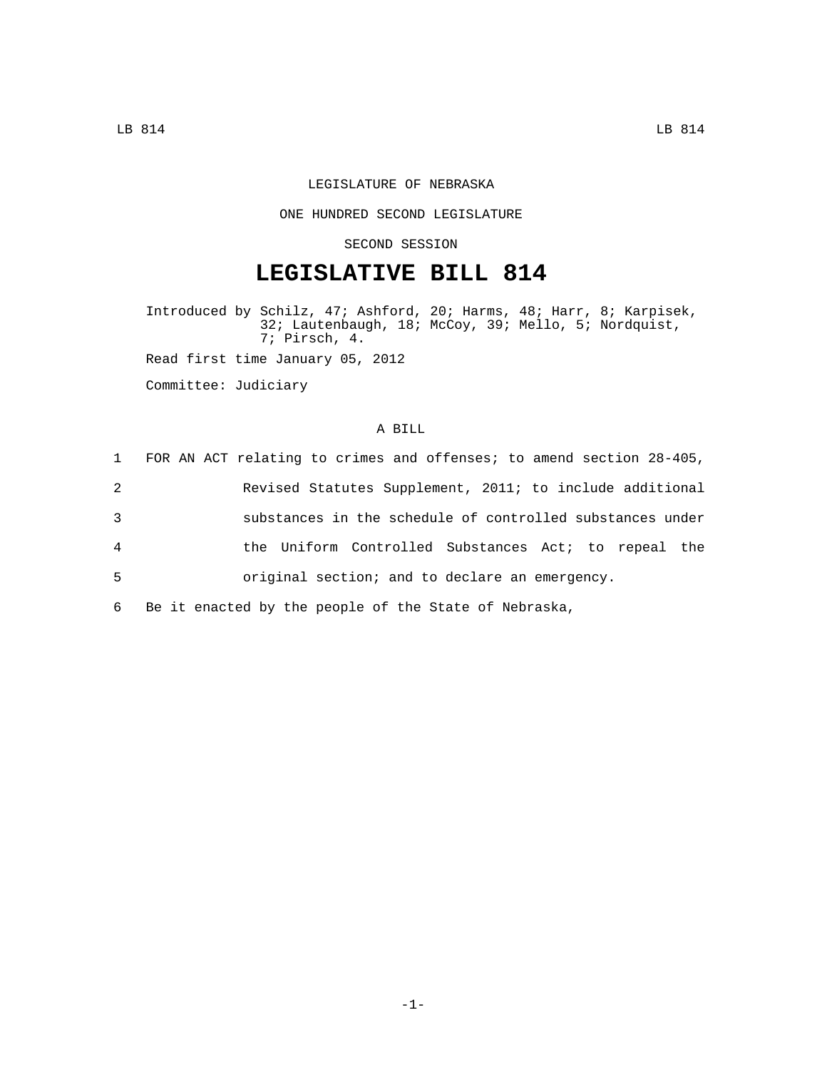LEGISLATURE OF NEBRASKA

ONE HUNDRED SECOND LEGISLATURE

SECOND SESSION

# LEGISLATIVE BILL 814

Introduced by Schilz, 47; Ashford, 20; Harms, 48; Harr, 8; Karpisek, 32; Lautenbaugh, 18; McCoy, 39; Mello, 5; Nordquist, 7; Pirsch, 4.

Read first time January 05, 2012

Committee: Judiciary

A BILL

1 FOR AN ACT relating to crimes and offenses; to amend section 28-405,
2 Revised Statutes Supplement, 2011; to include additional
3 substances in the schedule of controlled substances under
4 the Uniform Controlled Substances Act; to repeal the
5 original section; and to declare an emergency.

6 Be it enacted by the people of the State of Nebraska,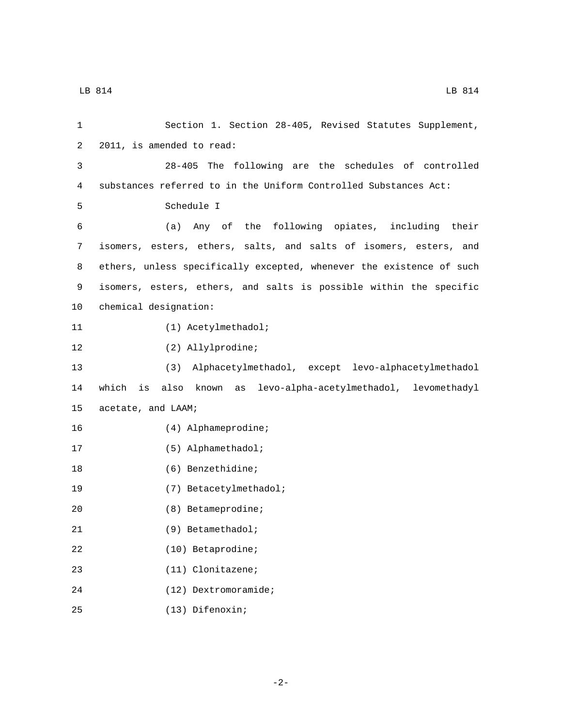Section 1. Section 28-405, Revised Statutes Supplement, 2011, is amended to read:

28-405 The following are the schedules of controlled substances referred to in the Uniform Controlled Substances Act:

Schedule I

(a) Any of the following opiates, including their isomers, esters, ethers, salts, and salts of isomers, esters, and ethers, unless specifically excepted, whenever the existence of such isomers, esters, ethers, and salts is possible within the specific chemical designation:

(1) Acetylmethadol;

(2) Allylprodine;

(3) Alphacetylmethadol, except levo-alphacetylmethadol which is also known as levo-alpha-acetylmethadol, levomethadyl acetate, and LAAM;

(4) Alphameprodine;

(5) Alphamethadol;

(6) Benzethidine;

(7) Betacetylmethadol;

(8) Betameprodine;

(9) Betamethadol;

(10) Betaprodine;

(11) Clonitazene;

(12) Dextromoramide;

(13) Difenoxin;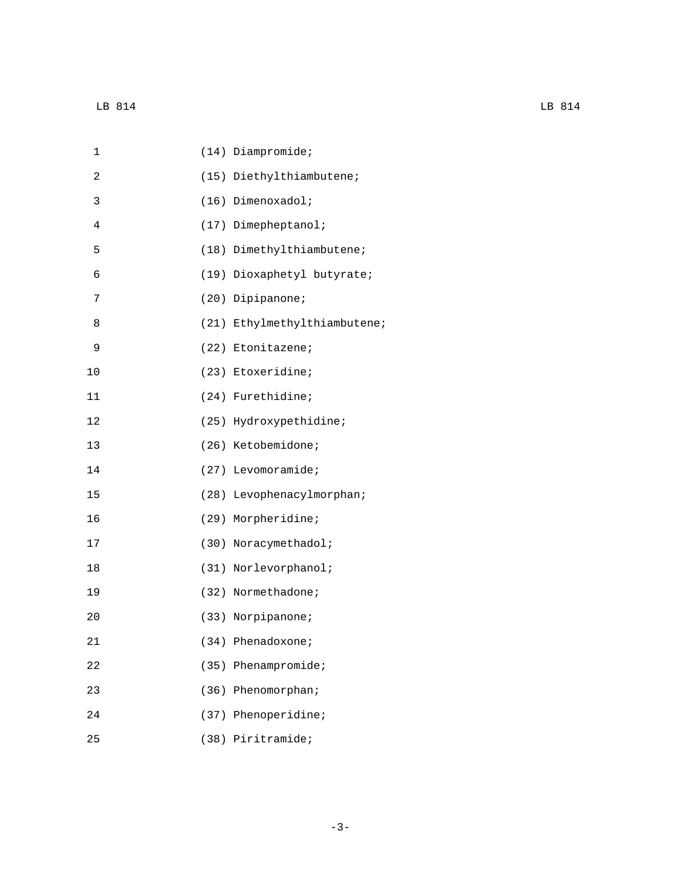(14) Diampromide;

(15) Diethylthiambutene;

(16) Dimenoxadol;

(17) Dimepheptanol;

(18) Dimethylthiambutene;

(19) Dioxaphetyl butyrate;

(20) Dipipanone;

(21) Ethylmethylthiambutene;

(22) Etonitazene;

(23) Etoxeridine;

(24) Furethidine;

(25) Hydroxypethidine;

(26) Ketobemidone;

(27) Levomoramide;

(28) Levophenacylmorphan;

(29) Morpheridine;

(30) Noracymethadol;

(31) Norlevorphanol;

(32) Normethadone;

(33) Norpipanone;

(34) Phenadoxone;

(35) Phenampromide;

(36) Phenomorphan;

(37) Phenoperidine;

(38) Piritramide;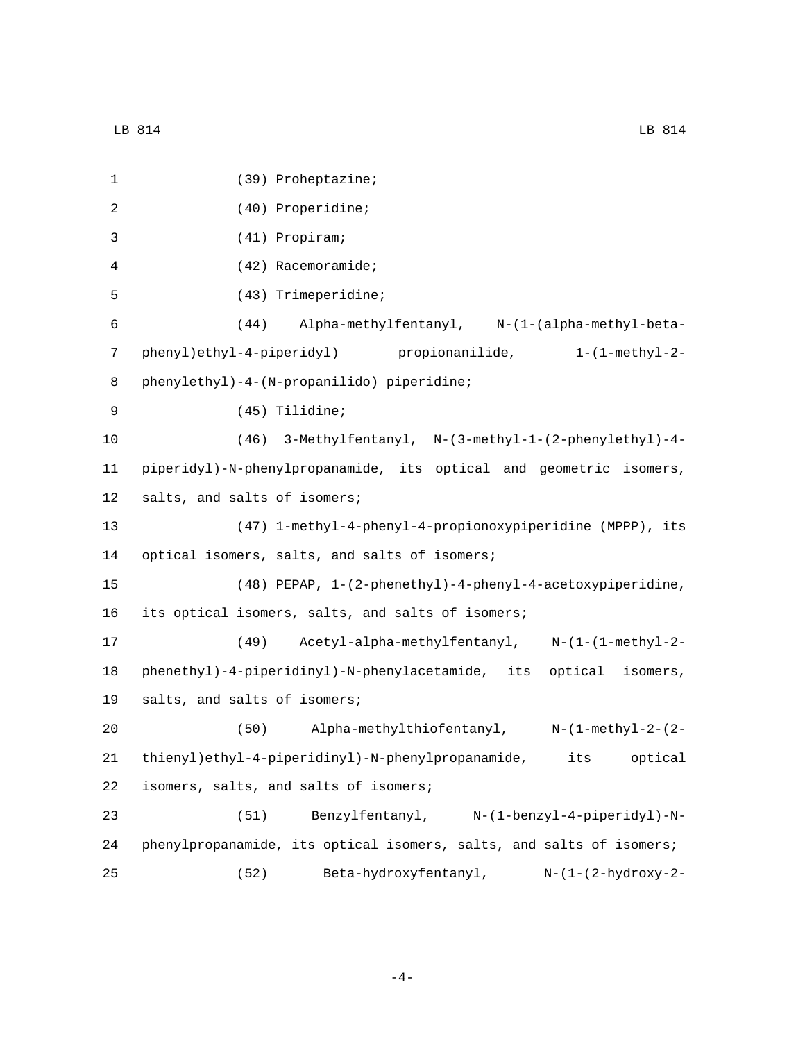(39) Proheptazine;

(40) Properidine;

(41) Propiram;

(42) Racemoramide;

(43) Trimeperidine;

(44) Alpha-methylfentanyl, N-(1-(alpha-methyl-beta-phenyl)ethyl-4-piperidyl) propionanilide, 1-(1-methyl-2-phenylethyl)-4-(N-propanilido) piperidine;

(45) Tilidine;

(46) 3-Methylfentanyl, N-(3-methyl-1-(2-phenylethyl)-4-piperidyl)-N-phenylpropanamide, its optical and geometric isomers, salts, and salts of isomers;

(47) 1-methyl-4-phenyl-4-propionoxypiperidine (MPPP), its optical isomers, salts, and salts of isomers;

(48) PEPAP, 1-(2-phenethyl)-4-phenyl-4-acetoxypiperidine, its optical isomers, salts, and salts of isomers;

(49) Acetyl-alpha-methylfentanyl, N-(1-(1-methyl-2-phenethyl)-4-piperidinyl)-N-phenylacetamide, its optical isomers, salts, and salts of isomers;

(50) Alpha-methylthiofentanyl, N-(1-methyl-2-(2-thienyl)ethyl-4-piperidinyl)-N-phenylpropanamide, its optical isomers, salts, and salts of isomers;

(51) Benzylfentanyl, N-(1-benzyl-4-piperidyl)-N-phenylpropanamide, its optical isomers, salts, and salts of isomers;

(52) Beta-hydroxyfentanyl, N-(1-(2-hydroxy-2-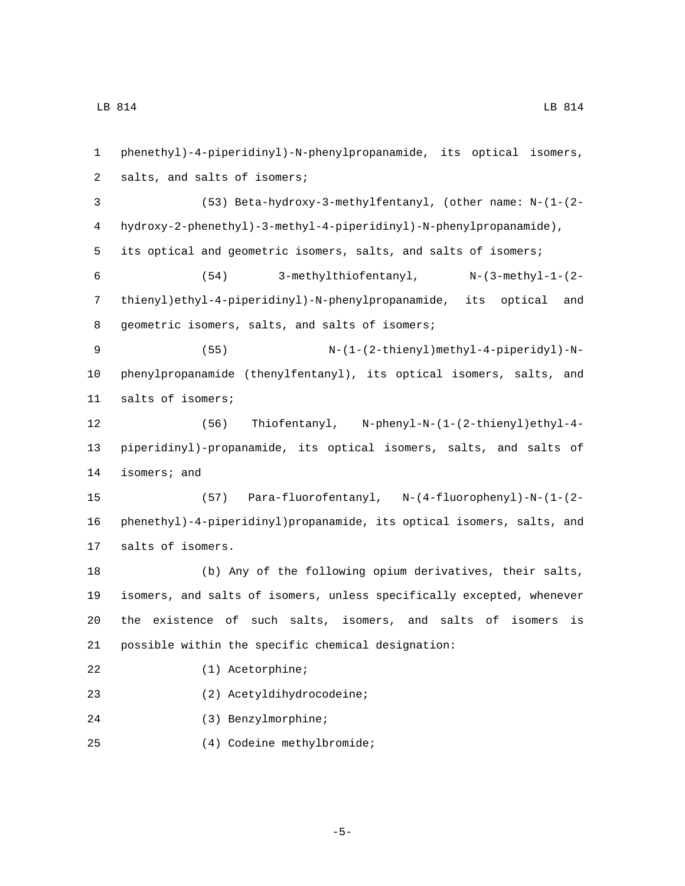phenethyl)-4-piperidinyl)-N-phenylpropanamide, its optical isomers, salts, and salts of isomers;

(53) Beta-hydroxy-3-methylfentanyl, (other name: N-(1-(2-hydroxy-2-phenethyl)-3-methyl-4-piperidinyl)-N-phenylpropanamide), its optical and geometric isomers, salts, and salts of isomers;

(54) 3-methylthiofentanyl, N-(3-methyl-1-(2-thienyl)ethyl-4-piperidinyl)-N-phenylpropanamide, its optical and geometric isomers, salts, and salts of isomers;

(55) N-(1-(2-thienyl)methyl-4-piperidyl)-N-phenylpropanamide (thenylfentanyl), its optical isomers, salts, and salts of isomers;

(56) Thiofentanyl, N-phenyl-N-(1-(2-thienyl)ethyl-4-piperidinyl)-propanamide, its optical isomers, salts, and salts of isomers; and

(57) Para-fluorofentanyl, N-(4-fluorophenyl)-N-(1-(2-phenethyl)-4-piperidinyl)propanamide, its optical isomers, salts, and salts of isomers.

(b) Any of the following opium derivatives, their salts, isomers, and salts of isomers, unless specifically excepted, whenever the existence of such salts, isomers, and salts of isomers is possible within the specific chemical designation:

(1) Acetorphine;

(2) Acetyldihydrocodeine;

(3) Benzylmorphine;

(4) Codeine methylbromide;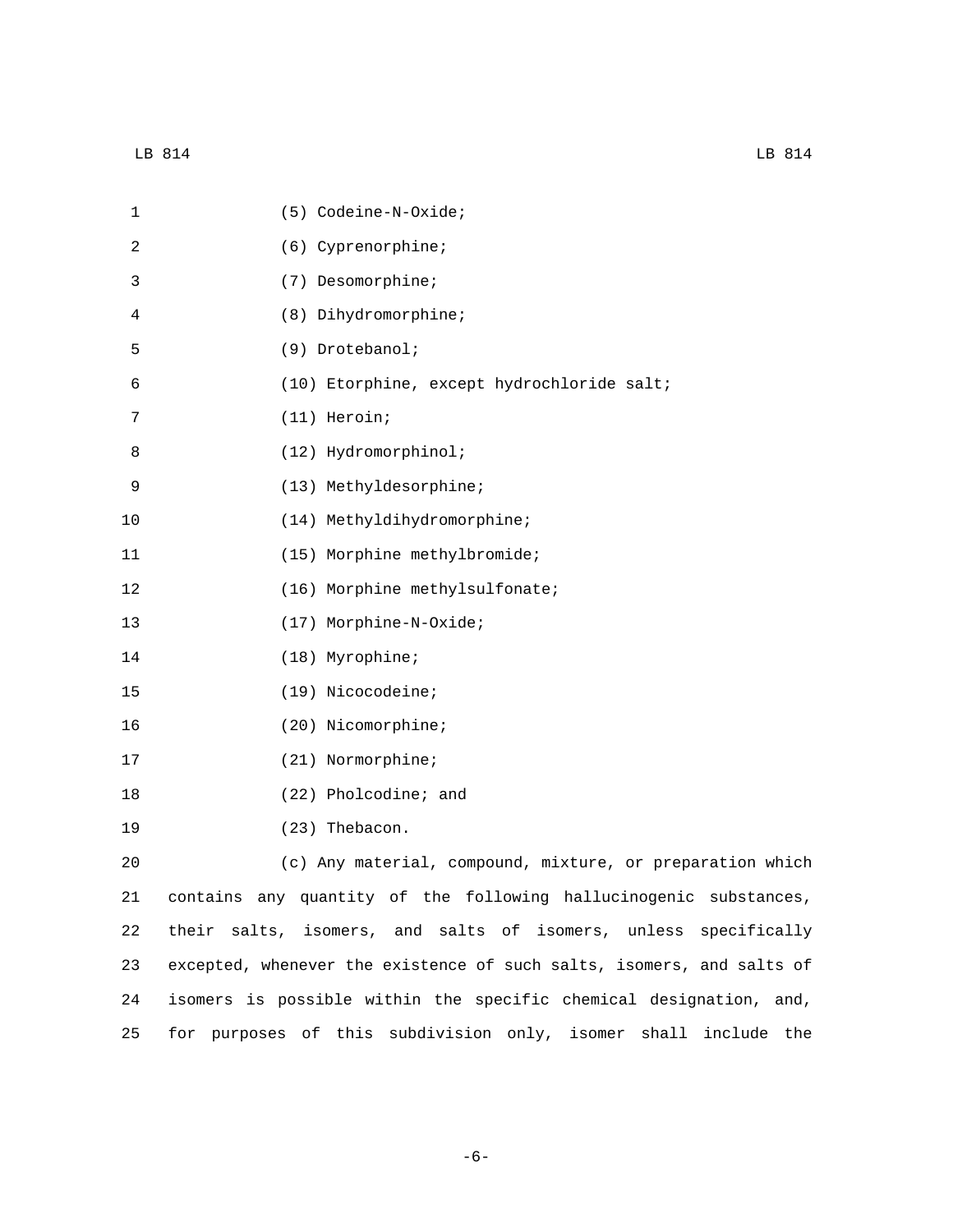(5) Codeine-N-Oxide;

(6) Cyprenorphine;

(7) Desomorphine;

(8) Dihydromorphine;

(9) Drotebanol;

(10) Etorphine, except hydrochloride salt;

(11) Heroin;

(12) Hydromorphinol;

(13) Methyldesorphine;

(14) Methyldihydromorphine;

(15) Morphine methylbromide;

(16) Morphine methylsulfonate;

(17) Morphine-N-Oxide;

(18) Myrophine;

(19) Nicocodeine;

(20) Nicomorphine;

(21) Normorphine;

(22) Pholcodine; and

(23) Thebacon.

(c) Any material, compound, mixture, or preparation which contains any quantity of the following hallucinogenic substances, their salts, isomers, and salts of isomers, unless specifically excepted, whenever the existence of such salts, isomers, and salts of isomers is possible within the specific chemical designation, and, for purposes of this subdivision only, isomer shall include the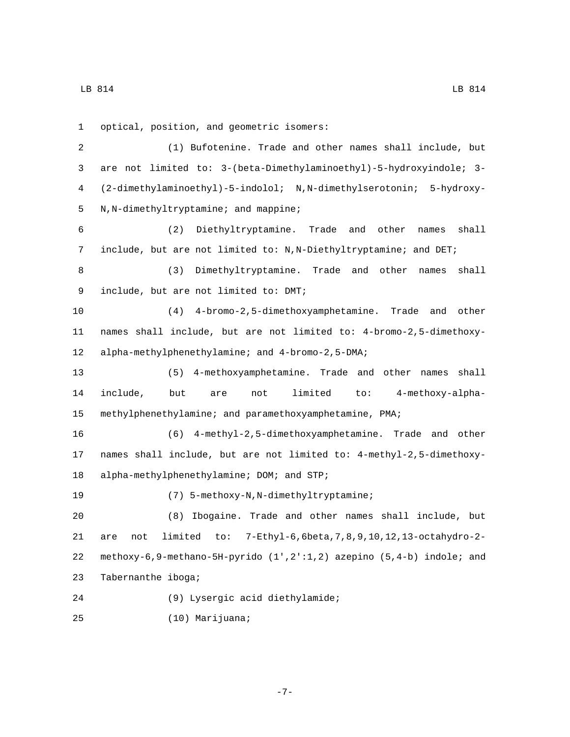optical, position, and geometric isomers:

(1) Bufotenine. Trade and other names shall include, but are not limited to: 3-(beta-Dimethylaminoethyl)-5-hydroxyindole; 3-(2-dimethylaminoethyl)-5-indolol; N,N-dimethylserotonin; 5-hydroxy-N,N-dimethyltryptamine; and mappine;

(2) Diethyltryptamine. Trade and other names shall include, but are not limited to: N,N-Diethyltryptamine; and DET;

(3) Dimethyltryptamine. Trade and other names shall include, but are not limited to: DMT;

(4) 4-bromo-2,5-dimethoxyamphetamine. Trade and other names shall include, but are not limited to: 4-bromo-2,5-dimethoxy-alpha-methylphenethylamine; and 4-bromo-2,5-DMA;

(5) 4-methoxyamphetamine. Trade and other names shall include, but are not limited to: 4-methoxy-alpha-methylphenethylamine; and paramethoxyamphetamine, PMA;

(6) 4-methyl-2,5-dimethoxyamphetamine. Trade and other names shall include, but are not limited to: 4-methyl-2,5-dimethoxy-alpha-methylphenethylamine; DOM; and STP;

(7) 5-methoxy-N,N-dimethyltryptamine;

(8) Ibogaine. Trade and other names shall include, but are not limited to: 7-Ethyl-6,6beta,7,8,9,10,12,13-octahydro-2-methoxy-6,9-methano-5H-pyrido (1',2':1,2) azepino (5,4-b) indole; and Tabernanthe iboga;

(9) Lysergic acid diethylamide;

(10) Marijuana;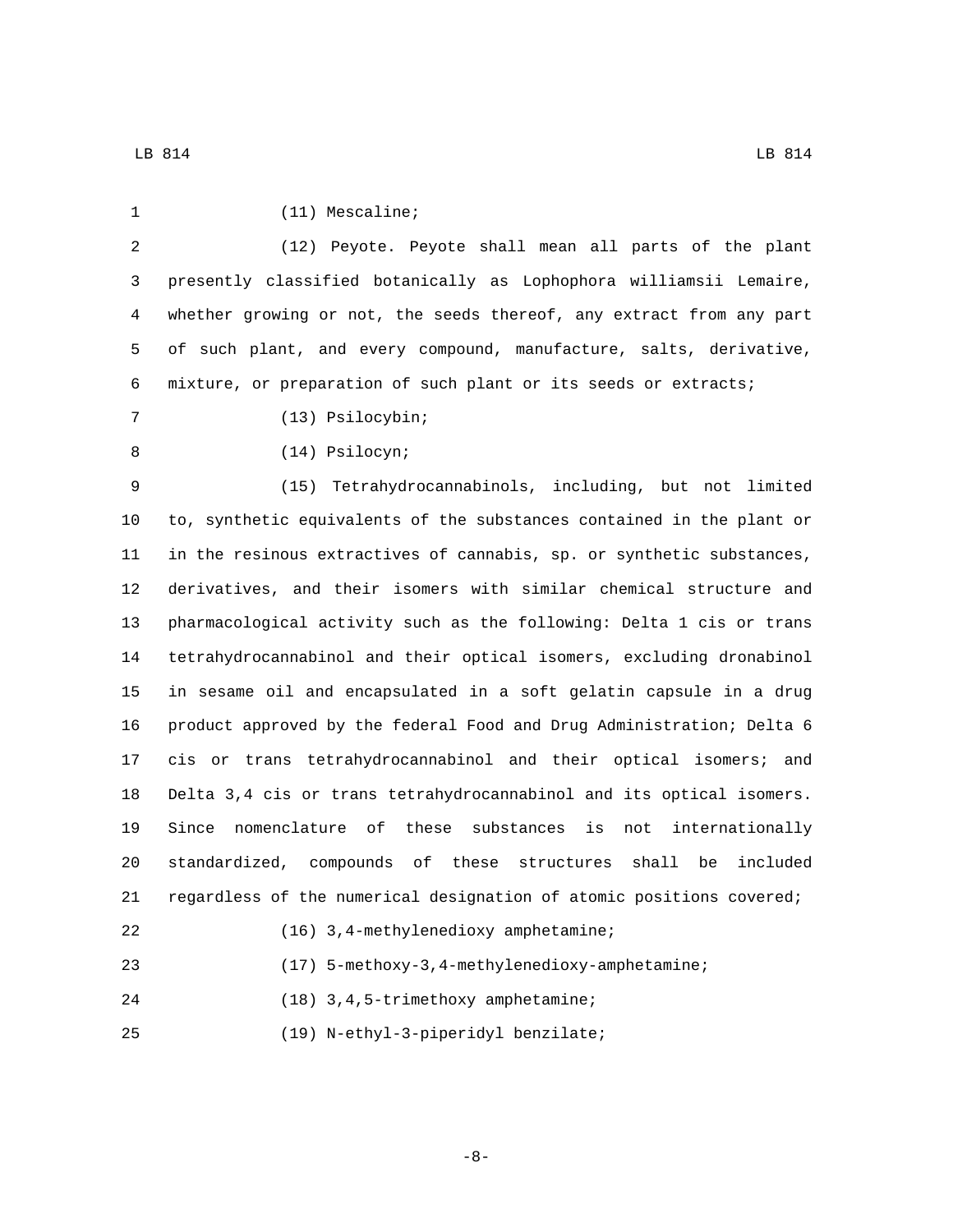(11) Mescaline;

(12) Peyote. Peyote shall mean all parts of the plant presently classified botanically as Lophophora williamsii Lemaire, whether growing or not, the seeds thereof, any extract from any part of such plant, and every compound, manufacture, salts, derivative, mixture, or preparation of such plant or its seeds or extracts;

(13) Psilocybin;

(14) Psilocyn;

(15) Tetrahydrocannabinols, including, but not limited to, synthetic equivalents of the substances contained in the plant or in the resinous extractives of cannabis, sp. or synthetic substances, derivatives, and their isomers with similar chemical structure and pharmacological activity such as the following: Delta 1 cis or trans tetrahydrocannabinol and their optical isomers, excluding dronabinol in sesame oil and encapsulated in a soft gelatin capsule in a drug product approved by the federal Food and Drug Administration; Delta 6 cis or trans tetrahydrocannabinol and their optical isomers; and Delta 3,4 cis or trans tetrahydrocannabinol and its optical isomers. Since nomenclature of these substances is not internationally standardized, compounds of these structures shall be included regardless of the numerical designation of atomic positions covered;

(16) 3,4-methylenedioxy amphetamine;

(17) 5-methoxy-3,4-methylenedioxy-amphetamine;

(18) 3,4,5-trimethoxy amphetamine;

(19) N-ethyl-3-piperidyl benzilate;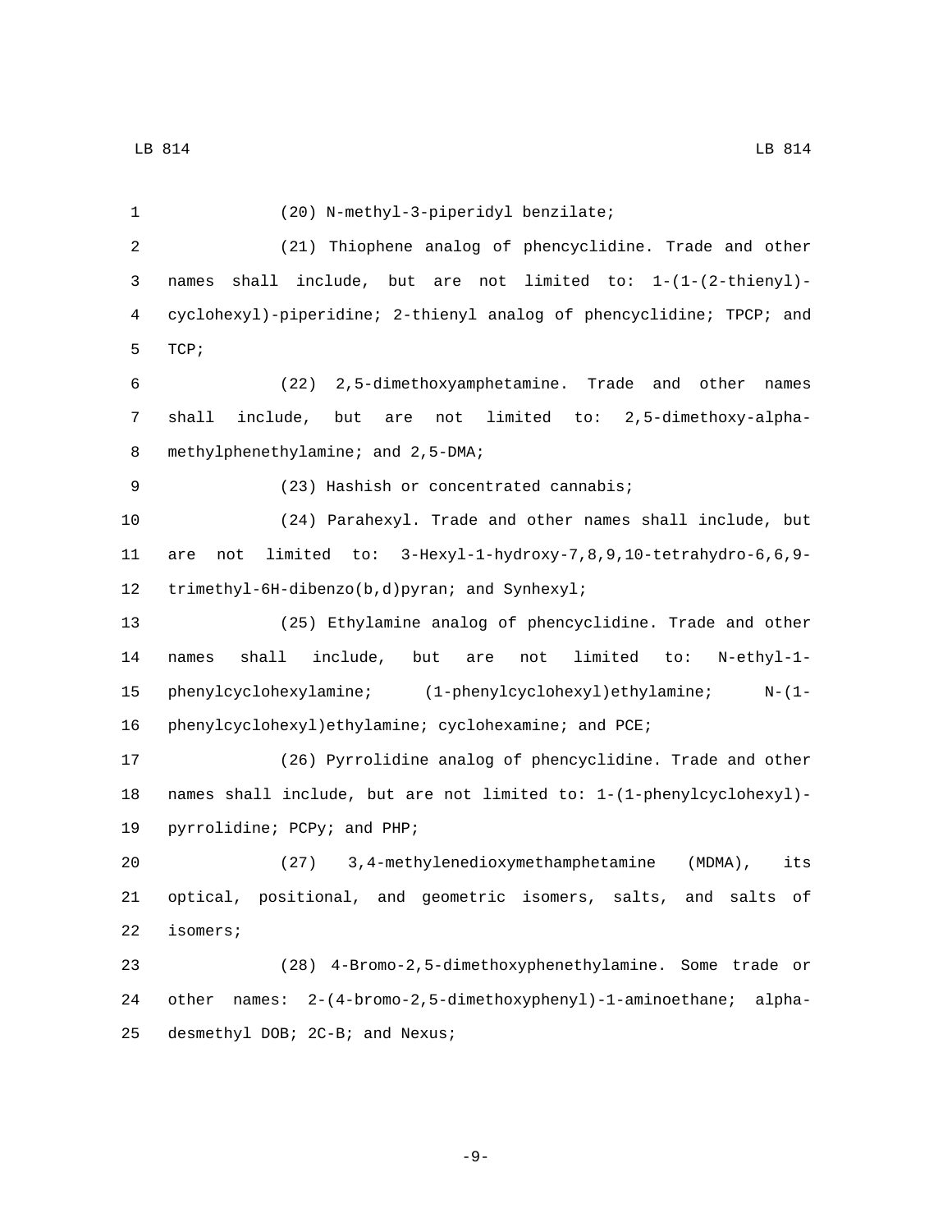(20) N-methyl-3-piperidyl benzilate;

(21) Thiophene analog of phencyclidine. Trade and other names shall include, but are not limited to: 1-(1-(2-thienyl)-cyclohexyl)-piperidine; 2-thienyl analog of phencyclidine; TPCP; and TCP;

(22) 2,5-dimethoxyamphetamine. Trade and other names shall include, but are not limited to: 2,5-dimethoxy-alpha-methylphenethylamine; and 2,5-DMA;

(23) Hashish or concentrated cannabis;

(24) Parahexyl. Trade and other names shall include, but are not limited to: 3-Hexyl-1-hydroxy-7,8,9,10-tetrahydro-6,6,9-trimethyl-6H-dibenzo(b,d)pyran; and Synhexyl;

(25) Ethylamine analog of phencyclidine. Trade and other names shall include, but are not limited to: N-ethyl-1-phenylcyclohexylamine; (1-phenylcyclohexyl)ethylamine; N-(1-phenylcyclohexyl)ethylamine; cyclohexamine; and PCE;

(26) Pyrrolidine analog of phencyclidine. Trade and other names shall include, but are not limited to: 1-(1-phenylcyclohexyl)-pyrrolidine; PCPy; and PHP;

(27) 3,4-methylenedioxymethamphetamine (MDMA), its optical, positional, and geometric isomers, salts, and salts of isomers;

(28) 4-Bromo-2,5-dimethoxyphenethylamine. Some trade or other names: 2-(4-bromo-2,5-dimethoxyphenyl)-1-aminoethane; alpha-desmethyl DOB; 2C-B; and Nexus;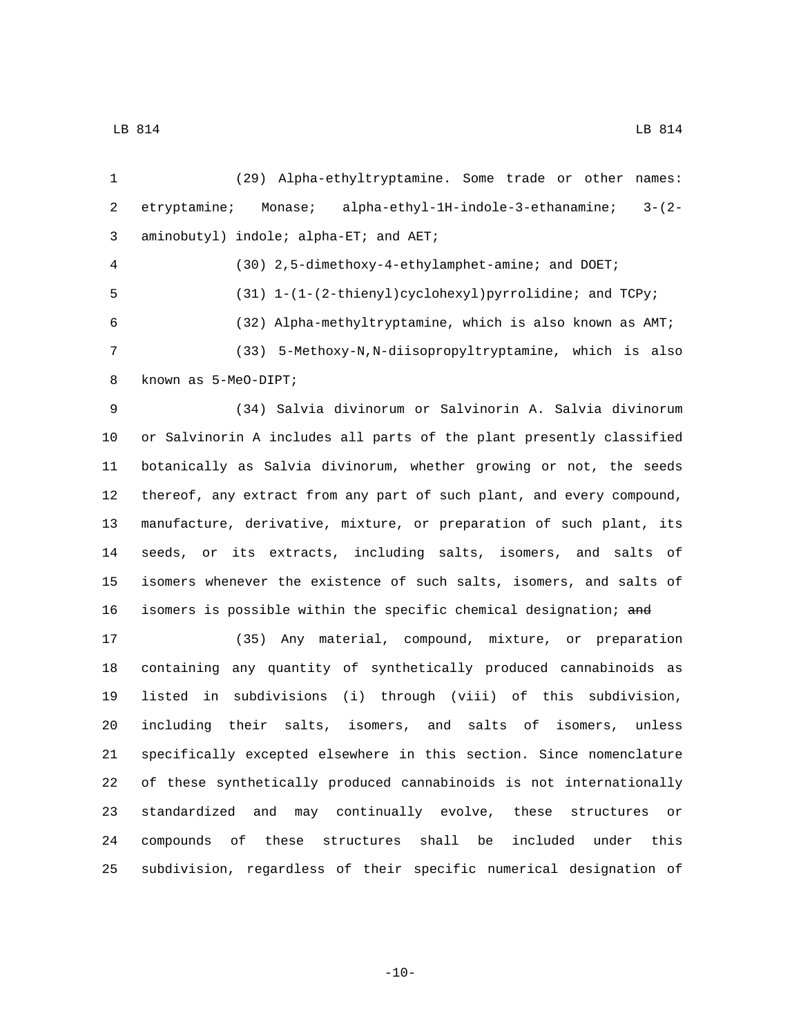(29) Alpha-ethyltryptamine. Some trade or other names: etryptamine; Monase; alpha-ethyl-1H-indole-3-ethanamine; 3-(2-aminobutyl) indole; alpha-ET; and AET;

(30) 2,5-dimethoxy-4-ethylamphet-amine; and DOET;

(31) 1-(1-(2-thienyl)cyclohexyl)pyrrolidine; and TCPy;

(32) Alpha-methyltryptamine, which is also known as AMT;

(33) 5-Methoxy-N,N-diisopropyltryptamine, which is also known as 5-MeO-DIPT;

(34) Salvia divinorum or Salvinorin A. Salvia divinorum or Salvinorin A includes all parts of the plant presently classified botanically as Salvia divinorum, whether growing or not, the seeds thereof, any extract from any part of such plant, and every compound, manufacture, derivative, mixture, or preparation of such plant, its seeds, or its extracts, including salts, isomers, and salts of isomers whenever the existence of such salts, isomers, and salts of isomers is possible within the specific chemical designation; ~~and~~

(35) Any material, compound, mixture, or preparation containing any quantity of synthetically produced cannabinoids as listed in subdivisions (i) through (viii) of this subdivision, including their salts, isomers, and salts of isomers, unless specifically excepted elsewhere in this section. Since nomenclature of these synthetically produced cannabinoids is not internationally standardized and may continually evolve, these structures or compounds of these structures shall be included under this subdivision, regardless of their specific numerical designation of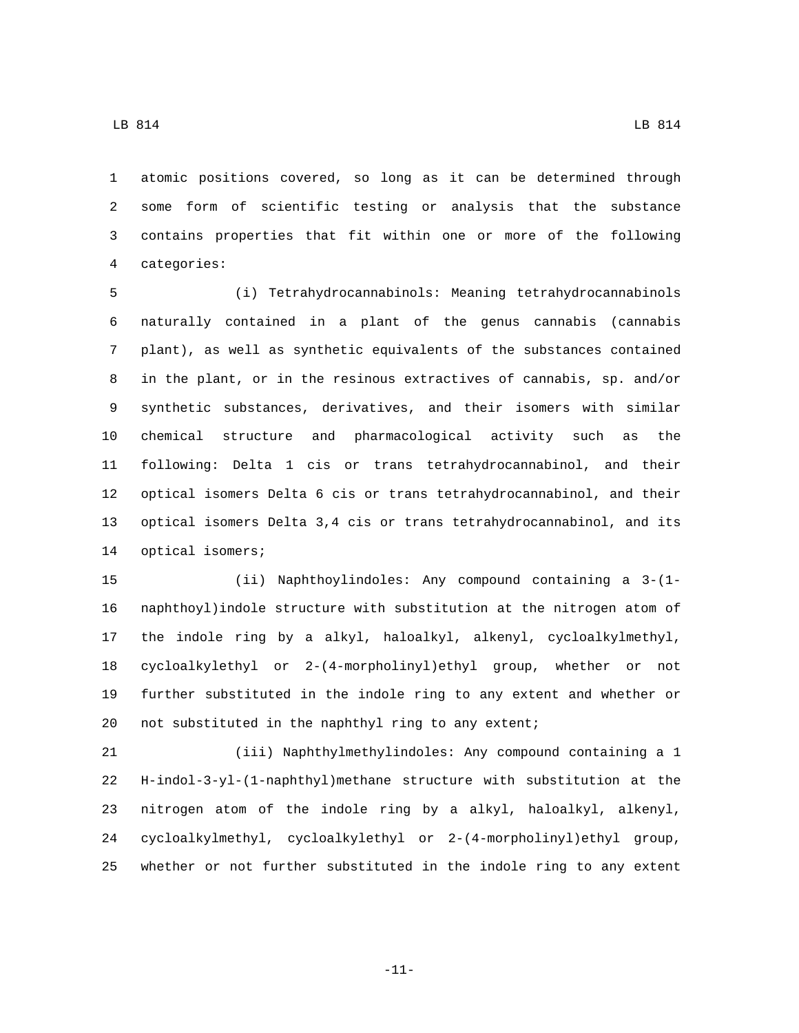atomic positions covered, so long as it can be determined through some form of scientific testing or analysis that the substance contains properties that fit within one or more of the following categories:

(i) Tetrahydrocannabinols: Meaning tetrahydrocannabinols naturally contained in a plant of the genus cannabis (cannabis plant), as well as synthetic equivalents of the substances contained in the plant, or in the resinous extractives of cannabis, sp. and/or synthetic substances, derivatives, and their isomers with similar chemical structure and pharmacological activity such as the following: Delta 1 cis or trans tetrahydrocannabinol, and their optical isomers Delta 6 cis or trans tetrahydrocannabinol, and their optical isomers Delta 3,4 cis or trans tetrahydrocannabinol, and its optical isomers;

(ii) Naphthoylindoles: Any compound containing a 3-(1-naphthoyl)indole structure with substitution at the nitrogen atom of the indole ring by a alkyl, haloalkyl, alkenyl, cycloalkylmethyl, cycloalkylethyl or 2-(4-morpholinyl)ethyl group, whether or not further substituted in the indole ring to any extent and whether or not substituted in the naphthyl ring to any extent;

(iii) Naphthylmethylindoles: Any compound containing a 1 H-indol-3-yl-(1-naphthyl)methane structure with substitution at the nitrogen atom of the indole ring by a alkyl, haloalkyl, alkenyl, cycloalkylmethyl, cycloalkylethyl or 2-(4-morpholinyl)ethyl group, whether or not further substituted in the indole ring to any extent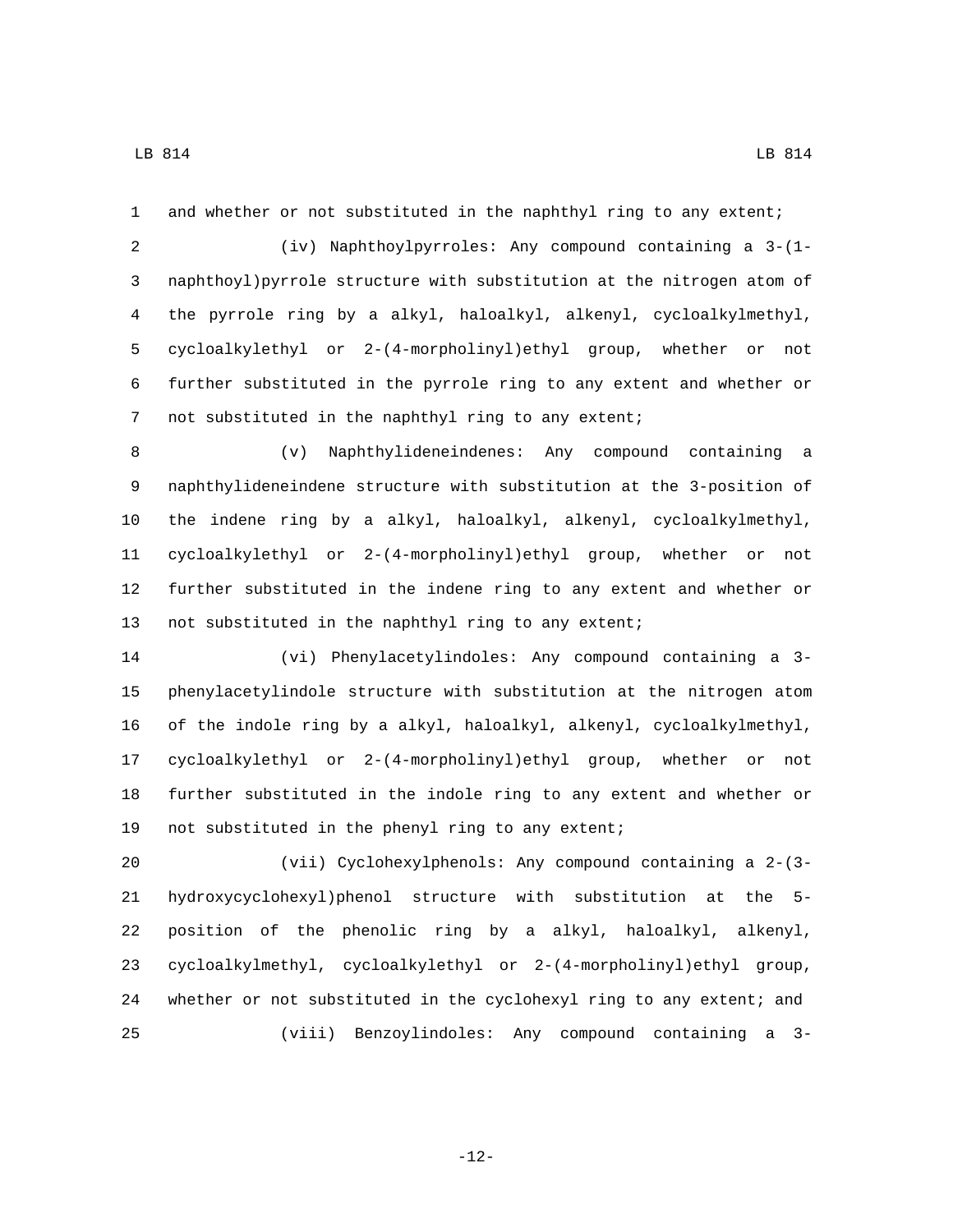and whether or not substituted in the naphthyl ring to any extent;

(iv) Naphthoylpyrroles: Any compound containing a 3-(1-naphthoyl)pyrrole structure with substitution at the nitrogen atom of the pyrrole ring by a alkyl, haloalkyl, alkenyl, cycloalkylmethyl, cycloalkylethyl or 2-(4-morpholinyl)ethyl group, whether or not further substituted in the pyrrole ring to any extent and whether or not substituted in the naphthyl ring to any extent;

(v) Naphthylideneindenes: Any compound containing a naphthylideneindene structure with substitution at the 3-position of the indene ring by a alkyl, haloalkyl, alkenyl, cycloalkylmethyl, cycloalkylethyl or 2-(4-morpholinyl)ethyl group, whether or not further substituted in the indene ring to any extent and whether or not substituted in the naphthyl ring to any extent;

(vi) Phenylacetylindoles: Any compound containing a 3-phenylacetylindole structure with substitution at the nitrogen atom of the indole ring by a alkyl, haloalkyl, alkenyl, cycloalkylmethyl, cycloalkylethyl or 2-(4-morpholinyl)ethyl group, whether or not further substituted in the indole ring to any extent and whether or not substituted in the phenyl ring to any extent;

(vii) Cyclohexylphenols: Any compound containing a 2-(3-hydroxycyclohexyl)phenol structure with substitution at the 5-position of the phenolic ring by a alkyl, haloalkyl, alkenyl, cycloalkylmethyl, cycloalkylethyl or 2-(4-morpholinyl)ethyl group, whether or not substituted in the cyclohexyl ring to any extent; and

(viii) Benzoylindoles: Any compound containing a 3-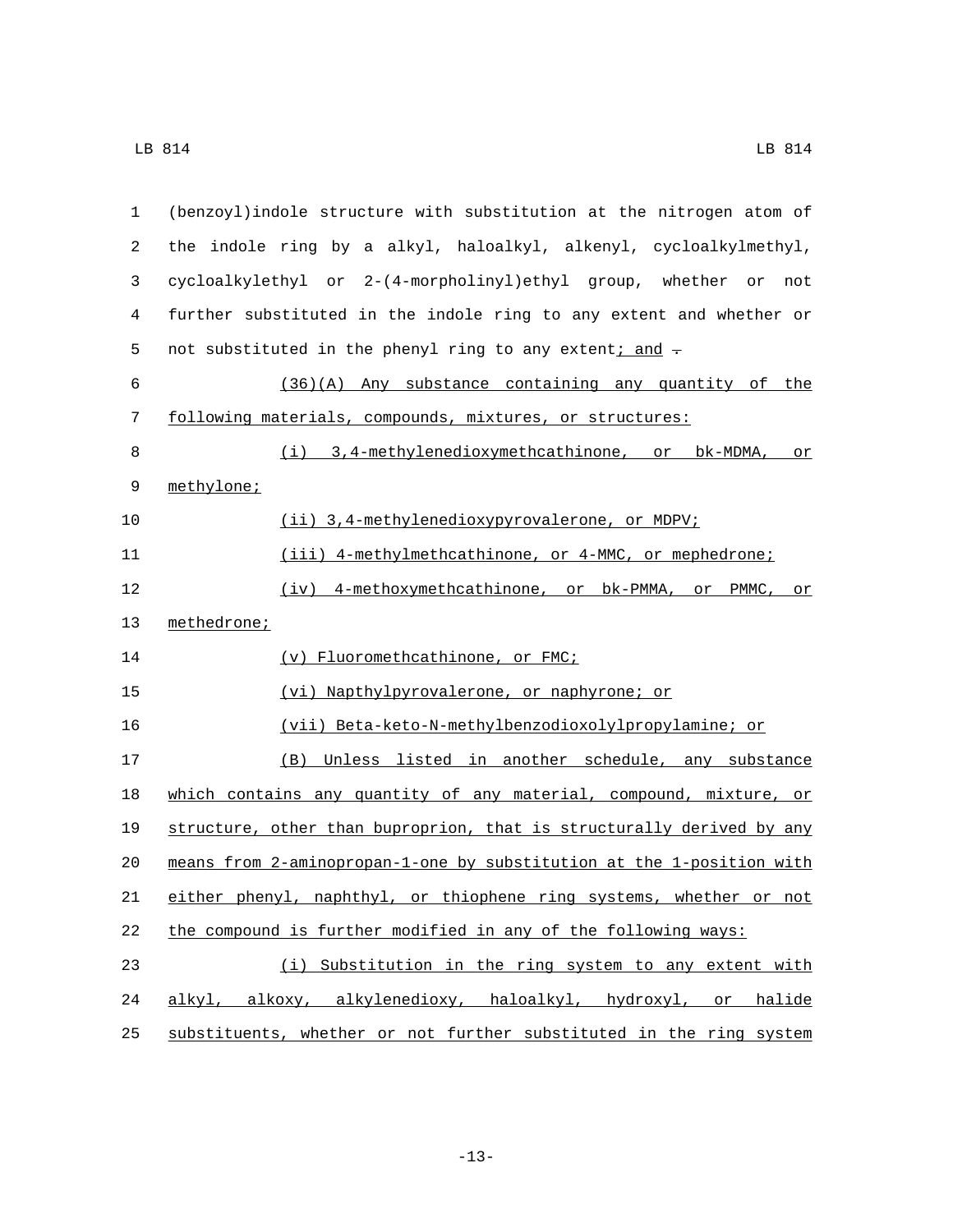(benzoyl)indole structure with substitution at the nitrogen atom of the indole ring by a alkyl, haloalkyl, alkenyl, cycloalkylmethyl, cycloalkylethyl or 2-(4-morpholinyl)ethyl group, whether or not further substituted in the indole ring to any extent and whether or not substituted in the phenyl ring to any extent; and ~~.~~

(36)(A) Any substance containing any quantity of the following materials, compounds, mixtures, or structures:

(i) 3,4-methylenedioxymethcathinone, or bk-MDMA, or methylone;

(ii) 3,4-methylenedioxypyrovalerone, or MDPV;

(iii) 4-methylmethcathinone, or 4-MMC, or mephedrone;

(iv) 4-methoxymethcathinone, or bk-PMMA, or PMMC, or methedrone;

(v) Fluoromethcathinone, or FMC;

(vi) Napthylpyrovalerone, or naphyrone; or

(vii) Beta-keto-N-methylbenzodioxolylpropylamine; or

(B) Unless listed in another schedule, any substance which contains any quantity of any material, compound, mixture, or structure, other than buproprion, that is structurally derived by any means from 2-aminopropan-1-one by substitution at the 1-position with either phenyl, naphthyl, or thiophene ring systems, whether or not the compound is further modified in any of the following ways:

(i) Substitution in the ring system to any extent with alkyl, alkoxy, alkylenedioxy, haloalkyl, hydroxyl, or halide substituents, whether or not further substituted in the ring system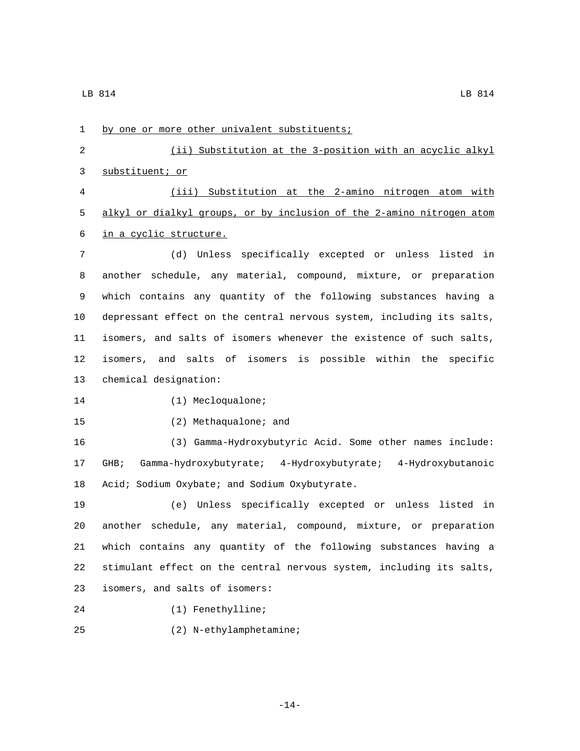by one or more other univalent substituents;

(ii) Substitution at the 3-position with an acyclic alkyl substituent; or

(iii) Substitution at the 2-amino nitrogen atom with alkyl or dialkyl groups, or by inclusion of the 2-amino nitrogen atom in a cyclic structure.

(d) Unless specifically excepted or unless listed in another schedule, any material, compound, mixture, or preparation which contains any quantity of the following substances having a depressant effect on the central nervous system, including its salts, isomers, and salts of isomers whenever the existence of such salts, isomers, and salts of isomers is possible within the specific chemical designation:

(1) Mecloqualone;

(2) Methaqualone; and

(3) Gamma-Hydroxybutyric Acid. Some other names include: GHB; Gamma-hydroxybutyrate; 4-Hydroxybutyrate; 4-Hydroxybutanoic Acid; Sodium Oxybate; and Sodium Oxybutyrate.

(e) Unless specifically excepted or unless listed in another schedule, any material, compound, mixture, or preparation which contains any quantity of the following substances having a stimulant effect on the central nervous system, including its salts, isomers, and salts of isomers:

(1) Fenethylline;

(2) N-ethylamphetamine;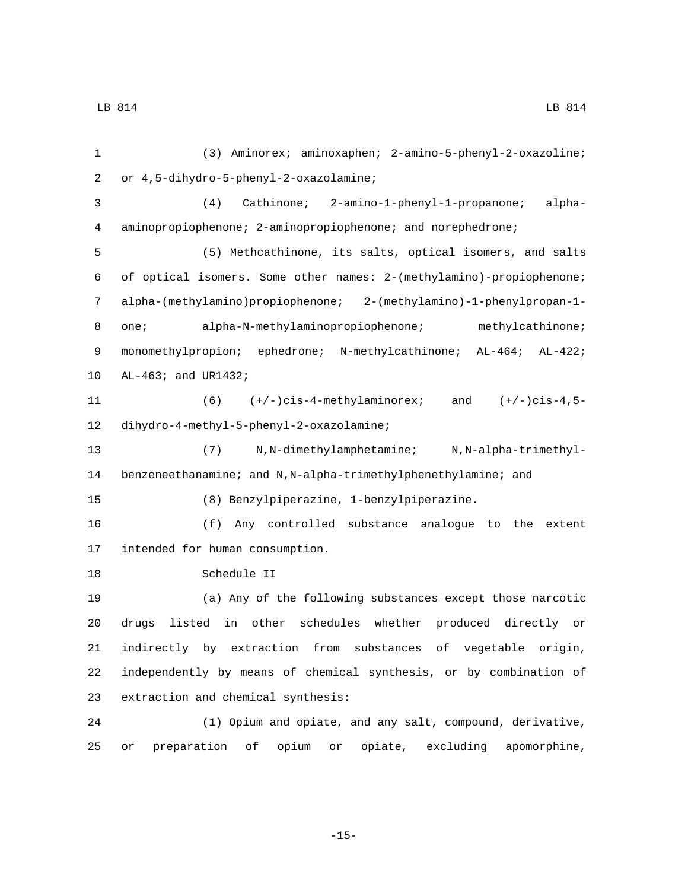(3) Aminorex; aminoxaphen; 2-amino-5-phenyl-2-oxazoline; or 4,5-dihydro-5-phenyl-2-oxazolamine;

(4) Cathinone; 2-amino-1-phenyl-1-propanone; alpha-aminopropiophenone; 2-aminopropiophenone; and norephedrone;

(5) Methcathinone, its salts, optical isomers, and salts of optical isomers. Some other names: 2-(methylamino)-propiophenone; alpha-(methylamino)propiophenone; 2-(methylamino)-1-phenylpropan-1-one; alpha-N-methylaminopropiophenone; methylcathinone; monomethylpropion; ephedrone; N-methylcathinone; AL-464; AL-422; AL-463; and UR1432;

(6) (+/-)cis-4-methylaminorex; and (+/-)cis-4,5-dihydro-4-methyl-5-phenyl-2-oxazolamine;

(7) N,N-dimethylamphetamine; N,N-alpha-trimethyl-benzeneethanamine; and N,N-alpha-trimethylphenethylamine; and

(8) Benzylpiperazine, 1-benzylpiperazine.

(f) Any controlled substance analogue to the extent intended for human consumption.

Schedule II

(a) Any of the following substances except those narcotic drugs listed in other schedules whether produced directly or indirectly by extraction from substances of vegetable origin, independently by means of chemical synthesis, or by combination of extraction and chemical synthesis:

(1) Opium and opiate, and any salt, compound, derivative, or preparation of opium or opiate, excluding apomorphine,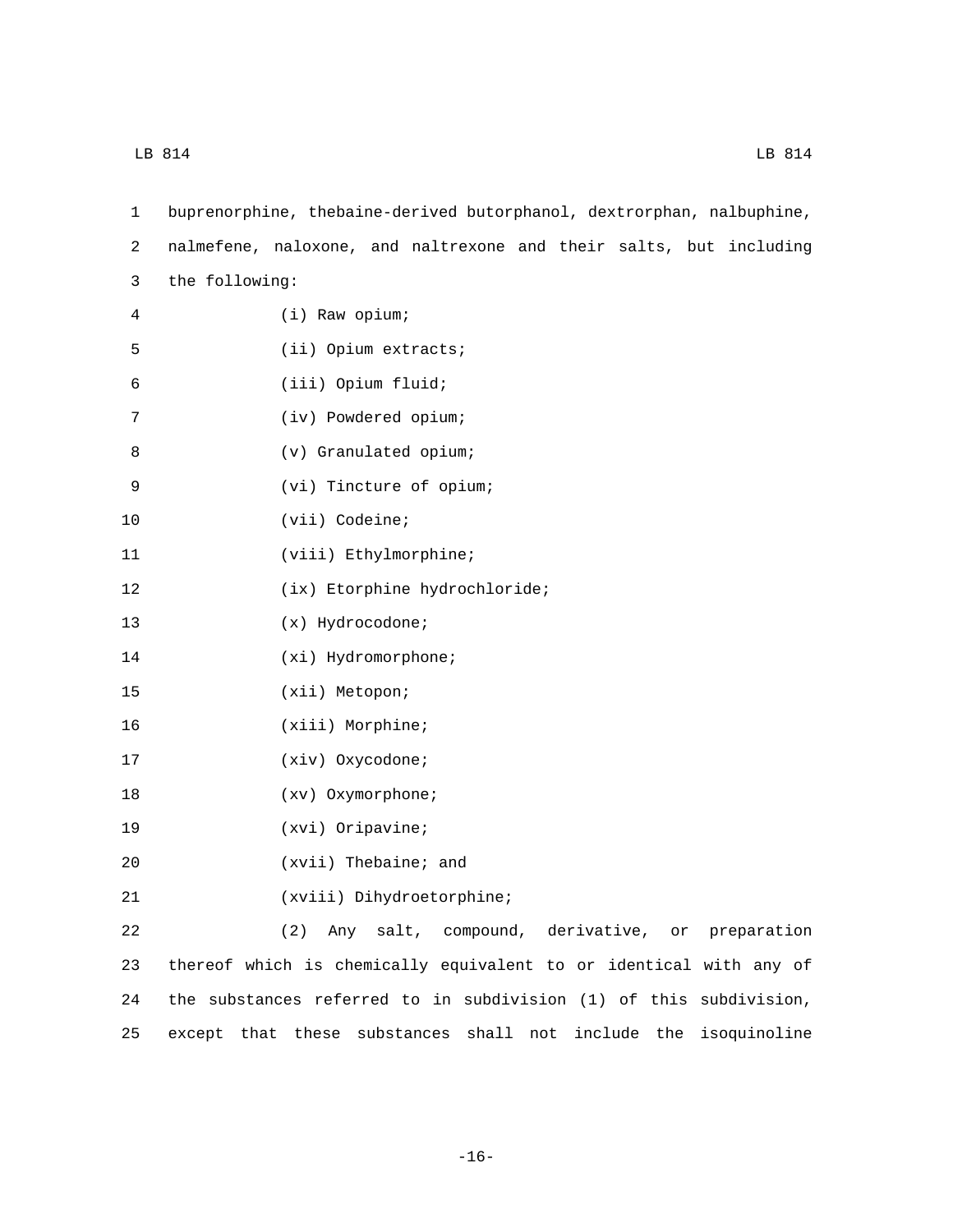buprenorphine, thebaine-derived butorphanol, dextrorphan, nalbuphine, nalmefene, naloxone, and naltrexone and their salts, but including the following:

(i) Raw opium;

(ii) Opium extracts;

(iii) Opium fluid;

(iv) Powdered opium;

(v) Granulated opium;

(vi) Tincture of opium;

(vii) Codeine;

(viii) Ethylmorphine;

(ix) Etorphine hydrochloride;

(x) Hydrocodone;

(xi) Hydromorphone;

(xii) Metopon;

(xiii) Morphine;

(xiv) Oxycodone;

(xv) Oxymorphone;

(xvi) Oripavine;

(xvii) Thebaine; and

(xviii) Dihydroetorphine;

(2) Any salt, compound, derivative, or preparation thereof which is chemically equivalent to or identical with any of the substances referred to in subdivision (1) of this subdivision, except that these substances shall not include the isoquinoline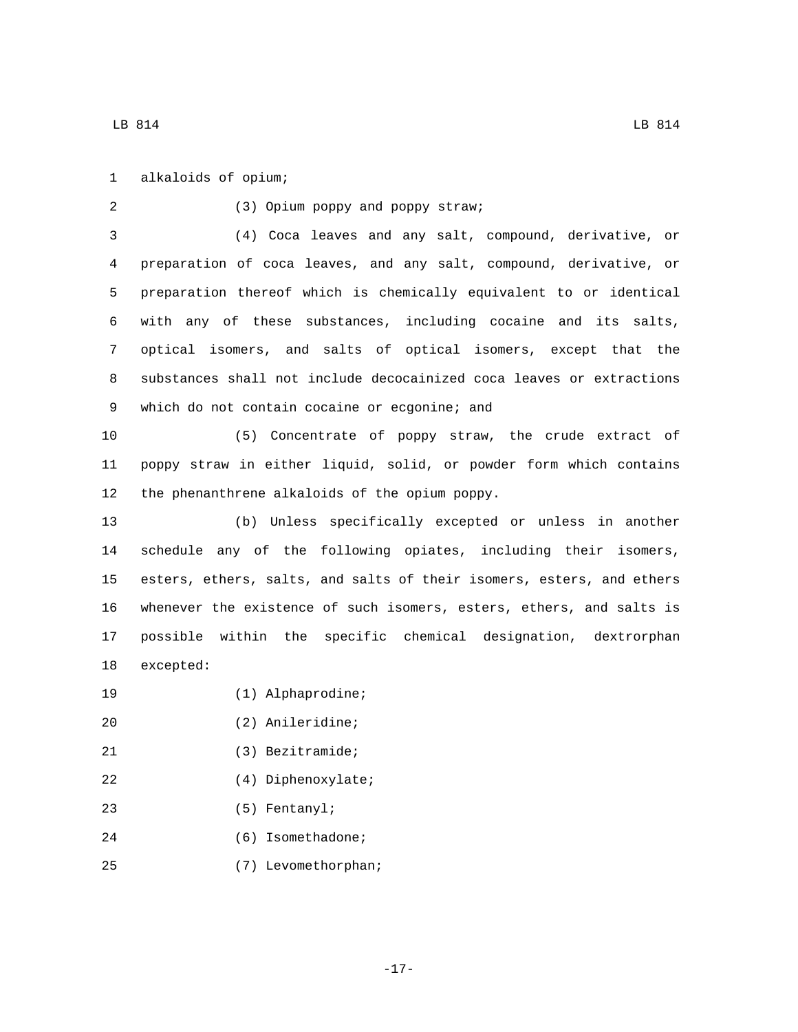alkaloids of opium;

(3) Opium poppy and poppy straw;

(4) Coca leaves and any salt, compound, derivative, or preparation of coca leaves, and any salt, compound, derivative, or preparation thereof which is chemically equivalent to or identical with any of these substances, including cocaine and its salts, optical isomers, and salts of optical isomers, except that the substances shall not include decocainized coca leaves or extractions which do not contain cocaine or ecgonine; and

(5) Concentrate of poppy straw, the crude extract of poppy straw in either liquid, solid, or powder form which contains the phenanthrene alkaloids of the opium poppy.

(b) Unless specifically excepted or unless in another schedule any of the following opiates, including their isomers, esters, ethers, salts, and salts of their isomers, esters, and ethers whenever the existence of such isomers, esters, ethers, and salts is possible within the specific chemical designation, dextrorphan excepted:

(1) Alphaprodine;

(2) Anileridine;

(3) Bezitramide;

(4) Diphenoxylate;

(5) Fentanyl;

(6) Isomethadone;

(7) Levomethorphan;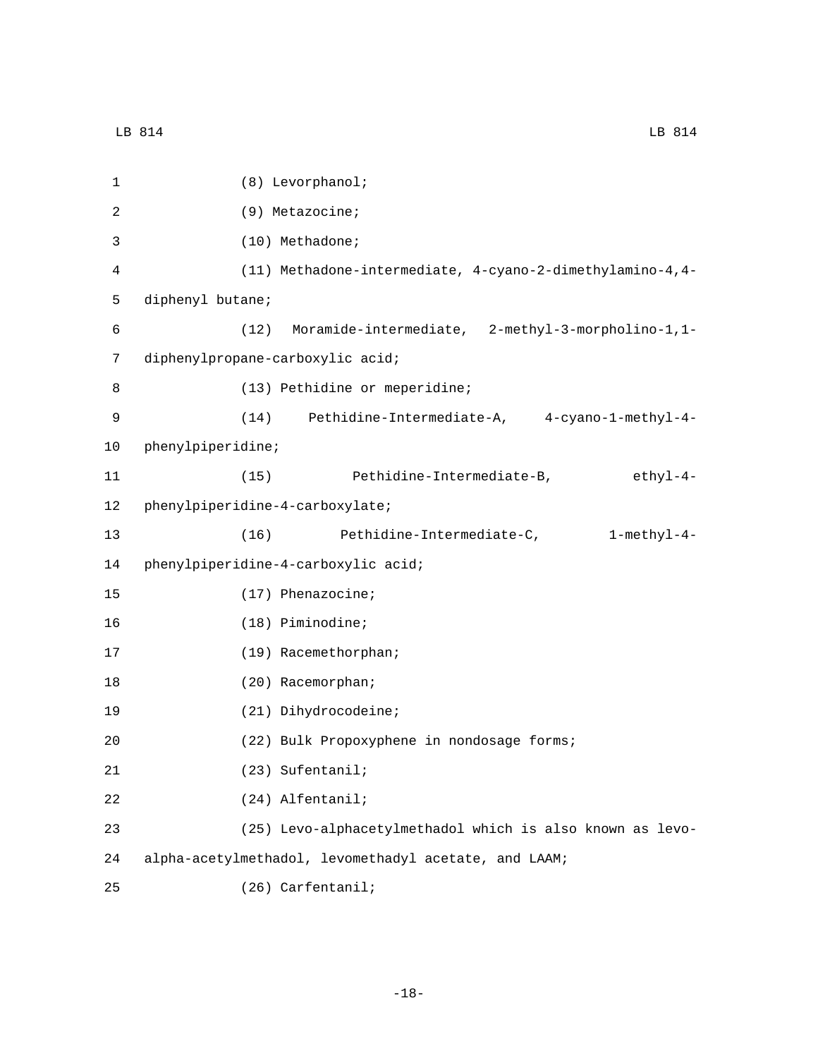(8) Levorphanol;

(9) Metazocine;

(10) Methadone;

(11) Methadone-intermediate, 4-cyano-2-dimethylamino-4,4-diphenyl butane;

(12) Moramide-intermediate, 2-methyl-3-morpholino-1,1-diphenylpropane-carboxylic acid;

(13) Pethidine or meperidine;

(14) Pethidine-Intermediate-A, 4-cyano-1-methyl-4-phenylpiperidine;

(15) Pethidine-Intermediate-B, ethyl-4-phenylpiperidine-4-carboxylate;

(16) Pethidine-Intermediate-C, 1-methyl-4-phenylpiperidine-4-carboxylic acid;

(17) Phenazocine;

(18) Piminodine;

(19) Racemethorphan;

(20) Racemorphan;

(21) Dihydrocodeine;

(22) Bulk Propoxyphene in nondosage forms;

(23) Sufentanil;

(24) Alfentanil;

(25) Levo-alphacetylmethadol which is also known as levo-alpha-acetylmethadol, levomethadyl acetate, and LAAM;

(26) Carfentanil;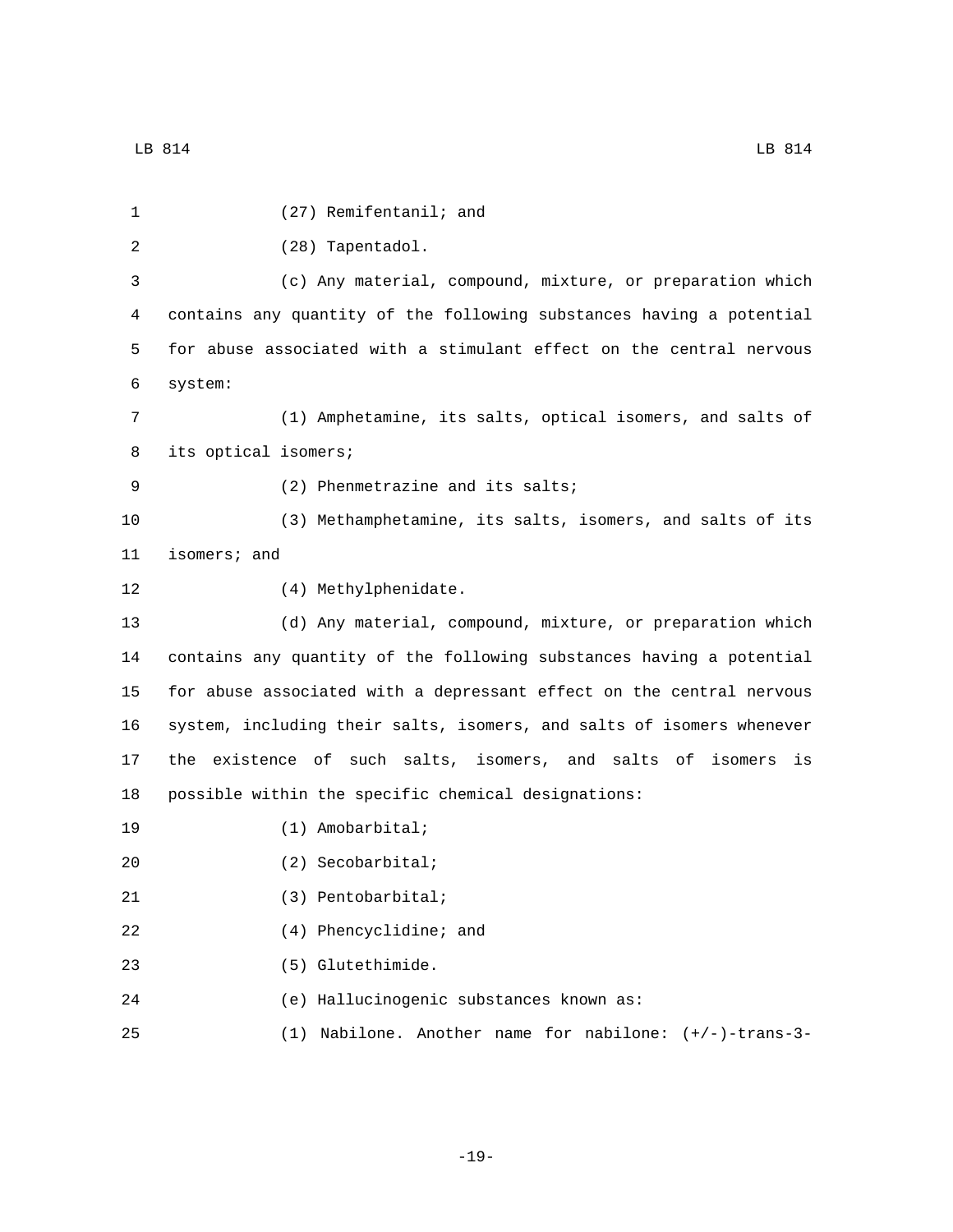(27) Remifentanil; and

(28) Tapentadol.

(c) Any material, compound, mixture, or preparation which contains any quantity of the following substances having a potential for abuse associated with a stimulant effect on the central nervous system:

(1) Amphetamine, its salts, optical isomers, and salts of its optical isomers;

(2) Phenmetrazine and its salts;

(3) Methamphetamine, its salts, isomers, and salts of its isomers; and

(4) Methylphenidate.

(d) Any material, compound, mixture, or preparation which contains any quantity of the following substances having a potential for abuse associated with a depressant effect on the central nervous system, including their salts, isomers, and salts of isomers whenever the existence of such salts, isomers, and salts of isomers is possible within the specific chemical designations:

(1) Amobarbital;

(2) Secobarbital;

(3) Pentobarbital;

(4) Phencyclidine; and

(5) Glutethimide.

(e) Hallucinogenic substances known as:

(1) Nabilone. Another name for nabilone: (+/-)-trans-3-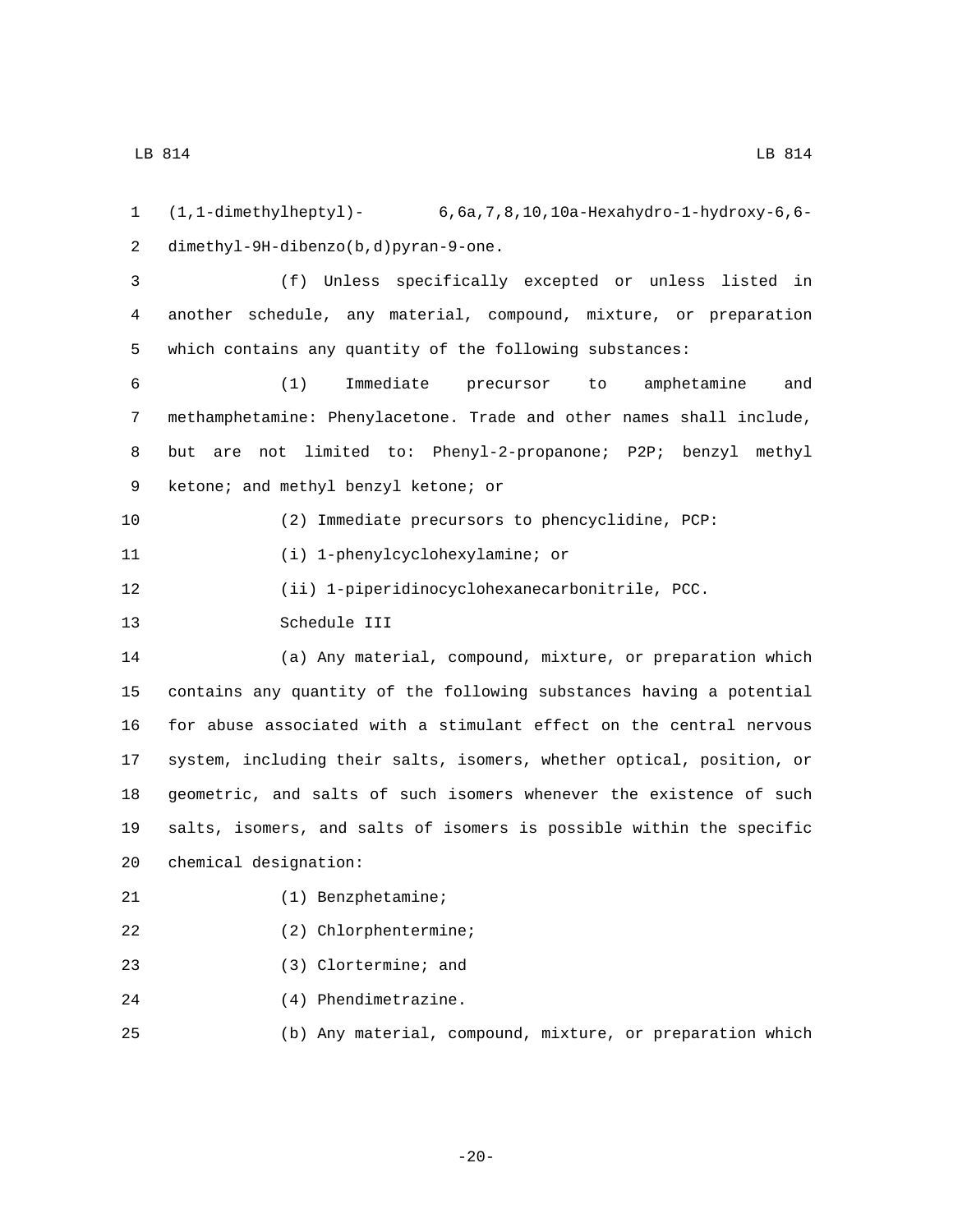(1,1-dimethylheptyl)- 6,6a,7,8,10,10a-Hexahydro-1-hydroxy-6,6-dimethyl-9H-dibenzo(b,d)pyran-9-one.

(f) Unless specifically excepted or unless listed in another schedule, any material, compound, mixture, or preparation which contains any quantity of the following substances:

(1) Immediate precursor to amphetamine and methamphetamine: Phenylacetone. Trade and other names shall include, but are not limited to: Phenyl-2-propanone; P2P; benzyl methyl ketone; and methyl benzyl ketone; or

(2) Immediate precursors to phencyclidine, PCP:

(i) 1-phenylcyclohexylamine; or

(ii) 1-piperidinocyclohexanecarbonitrile, PCC.

Schedule III

(a) Any material, compound, mixture, or preparation which contains any quantity of the following substances having a potential for abuse associated with a stimulant effect on the central nervous system, including their salts, isomers, whether optical, position, or geometric, and salts of such isomers whenever the existence of such salts, isomers, and salts of isomers is possible within the specific chemical designation:

(1) Benzphetamine;

(2) Chlorphentermine;

(3) Clortermine; and

(4) Phendimetrazine.

(b) Any material, compound, mixture, or preparation which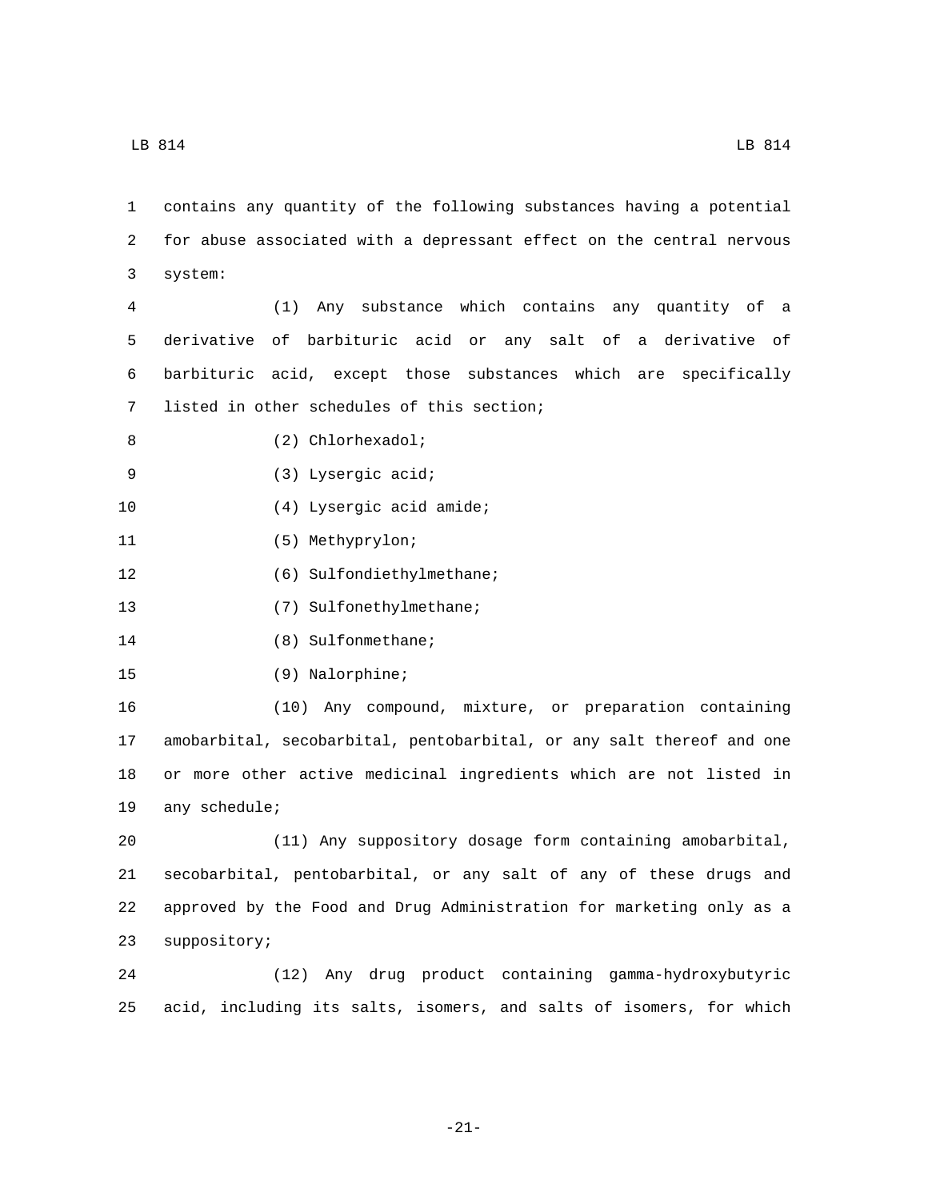contains any quantity of the following substances having a potential for abuse associated with a depressant effect on the central nervous system:

(1) Any substance which contains any quantity of a derivative of barbituric acid or any salt of a derivative of barbituric acid, except those substances which are specifically listed in other schedules of this section;

(2) Chlorhexadol;

(3) Lysergic acid;

(4) Lysergic acid amide;

(5) Methyprylon;

(6) Sulfondiethylmethane;

(7) Sulfonethylmethane;

(8) Sulfonmethane;

(9) Nalorphine;

(10) Any compound, mixture, or preparation containing amobarbital, secobarbital, pentobarbital, or any salt thereof and one or more other active medicinal ingredients which are not listed in any schedule;

(11) Any suppository dosage form containing amobarbital, secobarbital, pentobarbital, or any salt of any of these drugs and approved by the Food and Drug Administration for marketing only as a suppository;

(12) Any drug product containing gamma-hydroxybutyric acid, including its salts, isomers, and salts of isomers, for which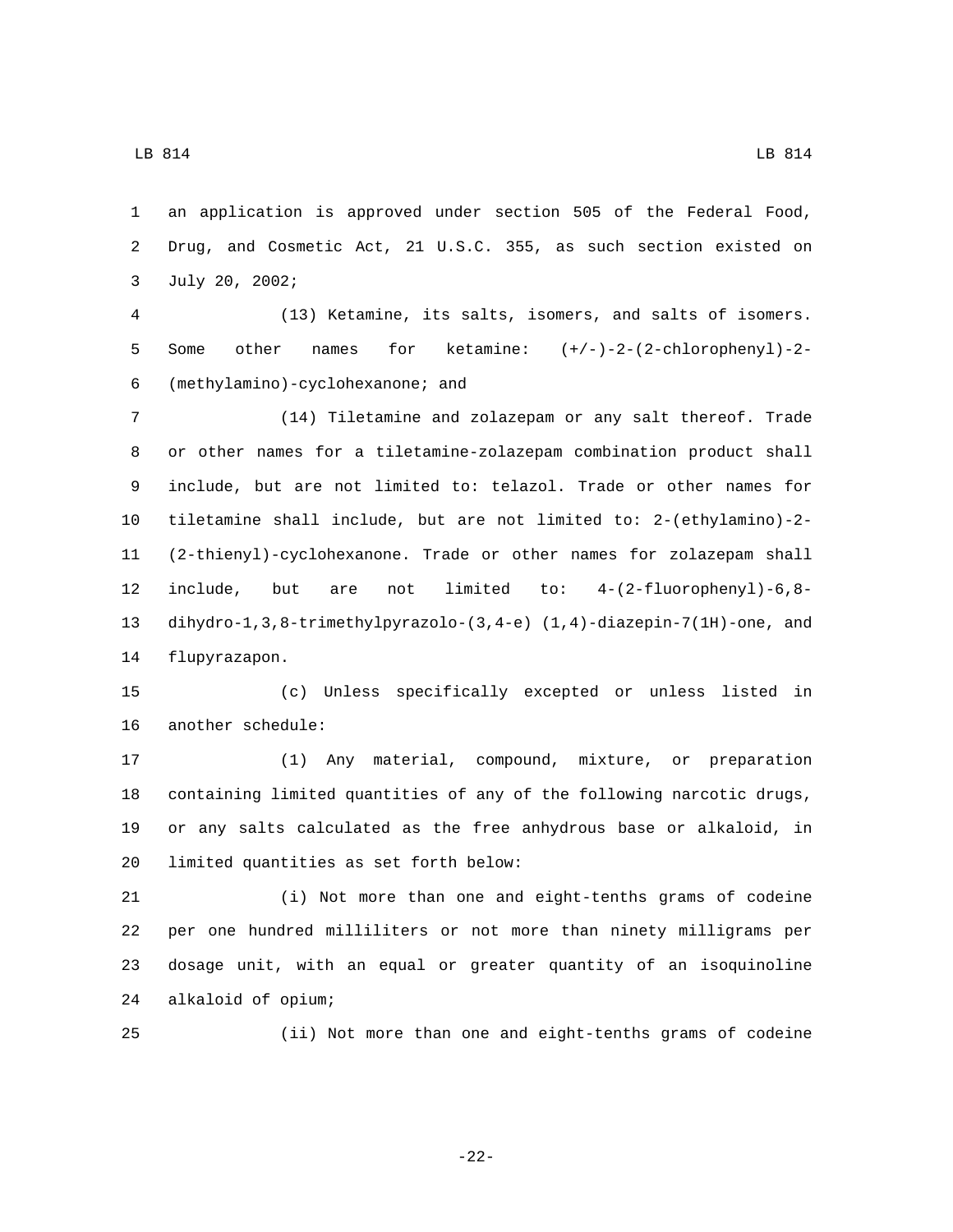an application is approved under section 505 of the Federal Food, Drug, and Cosmetic Act, 21 U.S.C. 355, as such section existed on July 20, 2002;

(13) Ketamine, its salts, isomers, and salts of isomers. Some other names for ketamine: (+/-)-2-(2-chlorophenyl)-2-(methylamino)-cyclohexanone; and

(14) Tiletamine and zolazepam or any salt thereof. Trade or other names for a tiletamine-zolazepam combination product shall include, but are not limited to: telazol. Trade or other names for tiletamine shall include, but are not limited to: 2-(ethylamino)-2-(2-thienyl)-cyclohexanone. Trade or other names for zolazepam shall include, but are not limited to: 4-(2-fluorophenyl)-6,8-dihydro-1,3,8-trimethylpyrazolo-(3,4-e) (1,4)-diazepin-7(1H)-one, and flupyrazapon.

(c) Unless specifically excepted or unless listed in another schedule:

(1) Any material, compound, mixture, or preparation containing limited quantities of any of the following narcotic drugs, or any salts calculated as the free anhydrous base or alkaloid, in limited quantities as set forth below:

(i) Not more than one and eight-tenths grams of codeine per one hundred milliliters or not more than ninety milligrams per dosage unit, with an equal or greater quantity of an isoquinoline alkaloid of opium;

(ii) Not more than one and eight-tenths grams of codeine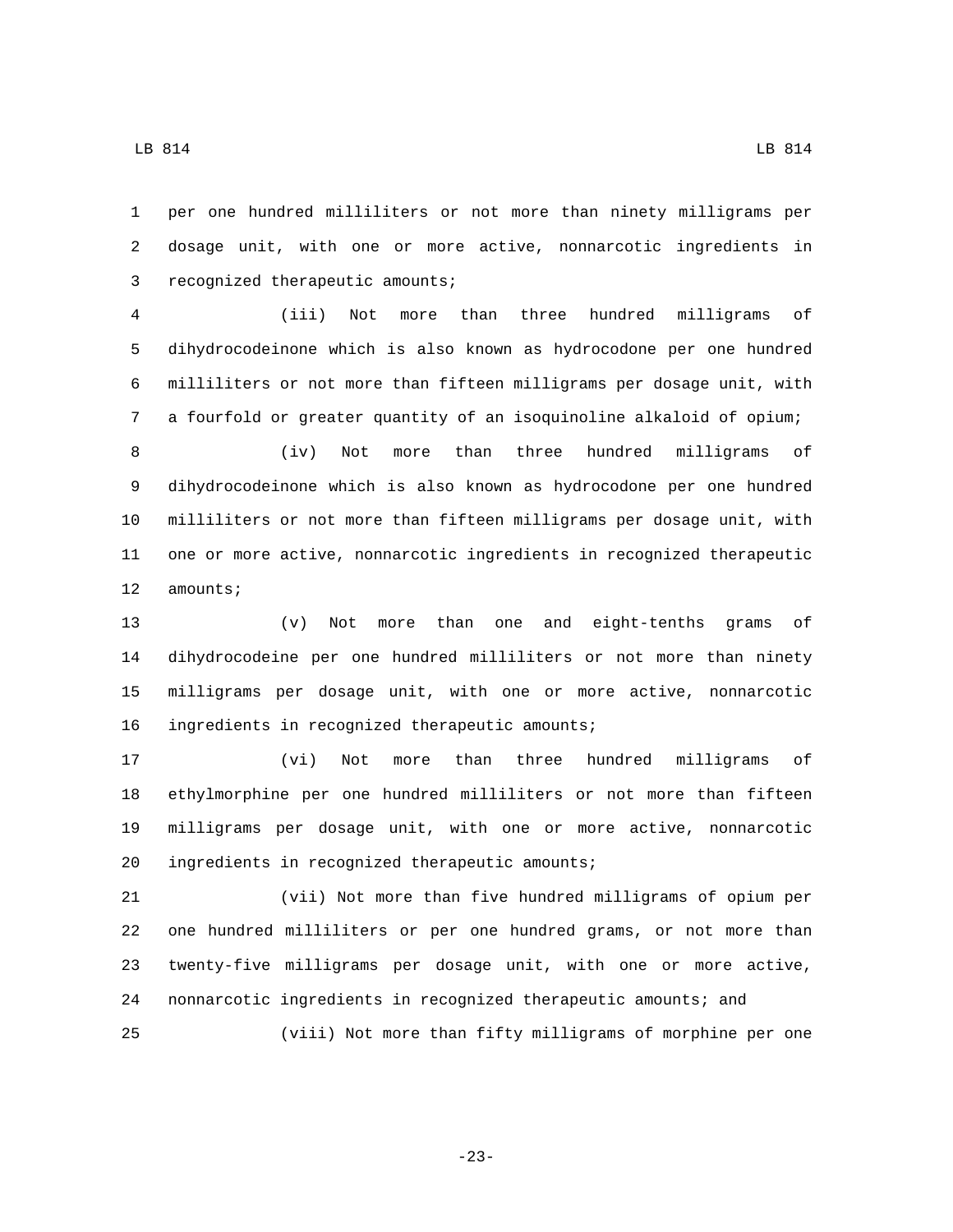per one hundred milliliters or not more than ninety milligrams per dosage unit, with one or more active, nonnarcotic ingredients in recognized therapeutic amounts;

(iii) Not more than three hundred milligrams of dihydrocodeinone which is also known as hydrocodone per one hundred milliliters or not more than fifteen milligrams per dosage unit, with a fourfold or greater quantity of an isoquinoline alkaloid of opium;

(iv) Not more than three hundred milligrams of dihydrocodeinone which is also known as hydrocodone per one hundred milliliters or not more than fifteen milligrams per dosage unit, with one or more active, nonnarcotic ingredients in recognized therapeutic amounts;

(v) Not more than one and eight-tenths grams of dihydrocodeine per one hundred milliliters or not more than ninety milligrams per dosage unit, with one or more active, nonnarcotic ingredients in recognized therapeutic amounts;

(vi) Not more than three hundred milligrams of ethylmorphine per one hundred milliliters or not more than fifteen milligrams per dosage unit, with one or more active, nonnarcotic ingredients in recognized therapeutic amounts;

(vii) Not more than five hundred milligrams of opium per one hundred milliliters or per one hundred grams, or not more than twenty-five milligrams per dosage unit, with one or more active, nonnarcotic ingredients in recognized therapeutic amounts; and

(viii) Not more than fifty milligrams of morphine per one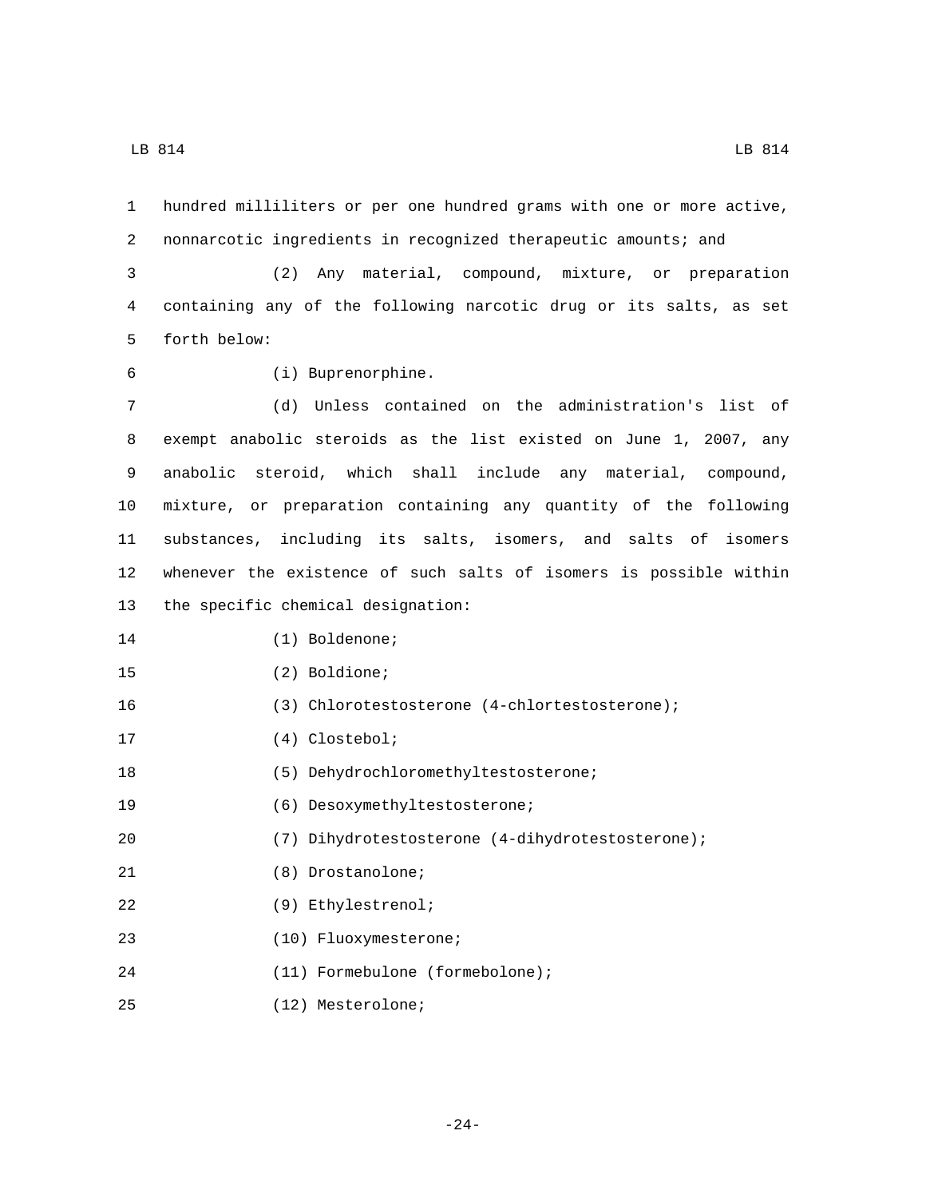hundred milliliters or per one hundred grams with one or more active, nonnarcotic ingredients in recognized therapeutic amounts; and

(2) Any material, compound, mixture, or preparation containing any of the following narcotic drug or its salts, as set forth below:

(i) Buprenorphine.

(d) Unless contained on the administration's list of exempt anabolic steroids as the list existed on June 1, 2007, any anabolic steroid, which shall include any material, compound, mixture, or preparation containing any quantity of the following substances, including its salts, isomers, and salts of isomers whenever the existence of such salts of isomers is possible within the specific chemical designation:

(1) Boldenone;

(2) Boldione;

(3) Chlorotestosterone (4-chlortestosterone);

(4) Clostebol;

(5) Dehydrochloromethyltestosterone;

(6) Desoxymethyltestosterone;

(7) Dihydrotestosterone (4-dihydrotestosterone);

(8) Drostanolone;

(9) Ethylestrenol;

(10) Fluoxymesterone;

(11) Formebulone (formebolone);

(12) Mesterolone;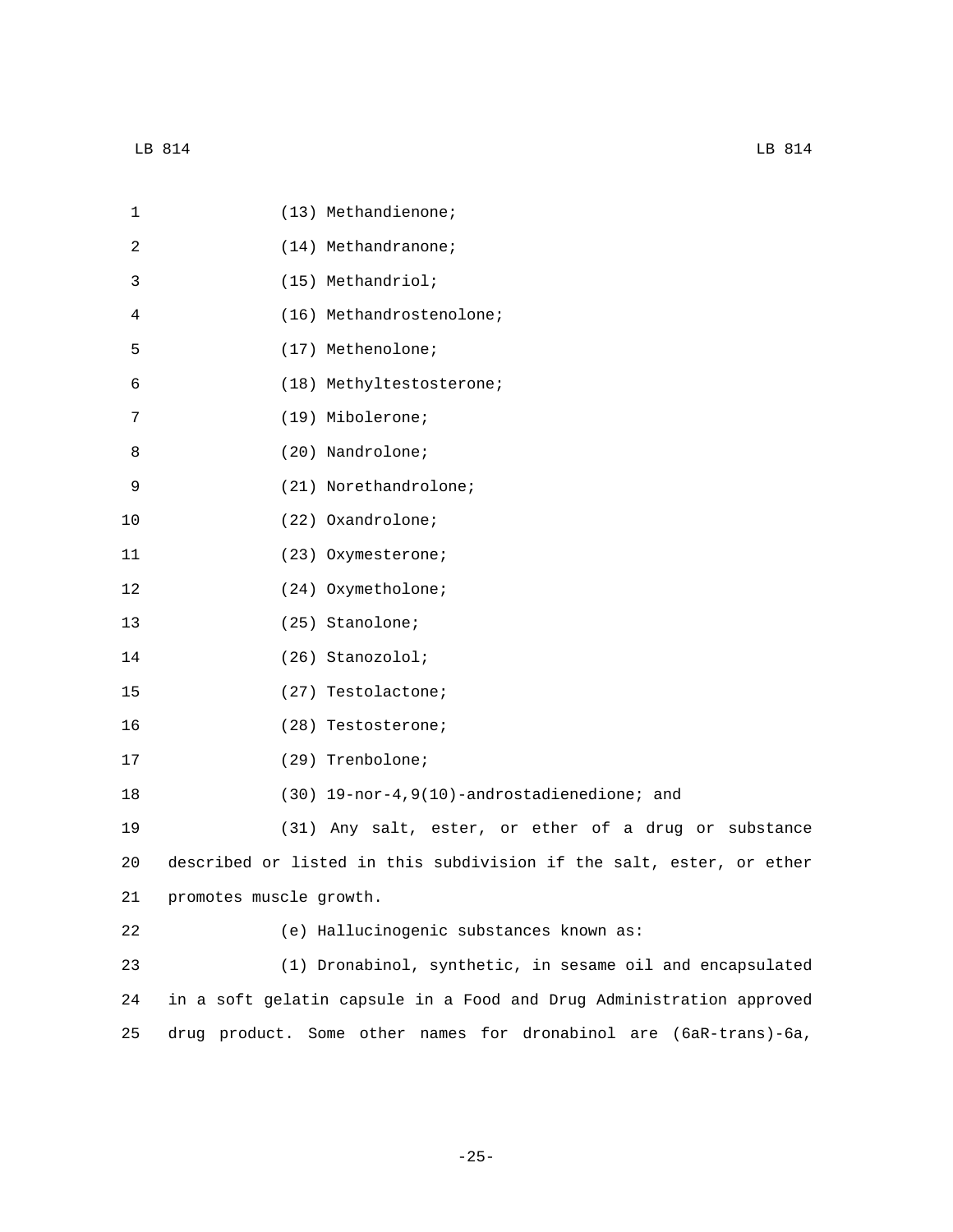(13) Methandienone;

(14) Methandranone;

(15) Methandriol;

(16) Methandrostenolone;

(17) Methenolone;

(18) Methyltestosterone;

(19) Mibolerone;

(20) Nandrolone;

(21) Norethandrolone;

(22) Oxandrolone;

(23) Oxymesterone;

(24) Oxymetholone;

(25) Stanolone;

(26) Stanozolol;

(27) Testolactone;

(28) Testosterone;

(29) Trenbolone;

(30) 19-nor-4,9(10)-androstadienedione; and

(31) Any salt, ester, or ether of a drug or substance described or listed in this subdivision if the salt, ester, or ether promotes muscle growth.

(e) Hallucinogenic substances known as:

(1) Dronabinol, synthetic, in sesame oil and encapsulated in a soft gelatin capsule in a Food and Drug Administration approved drug product. Some other names for dronabinol are (6aR-trans)-6a,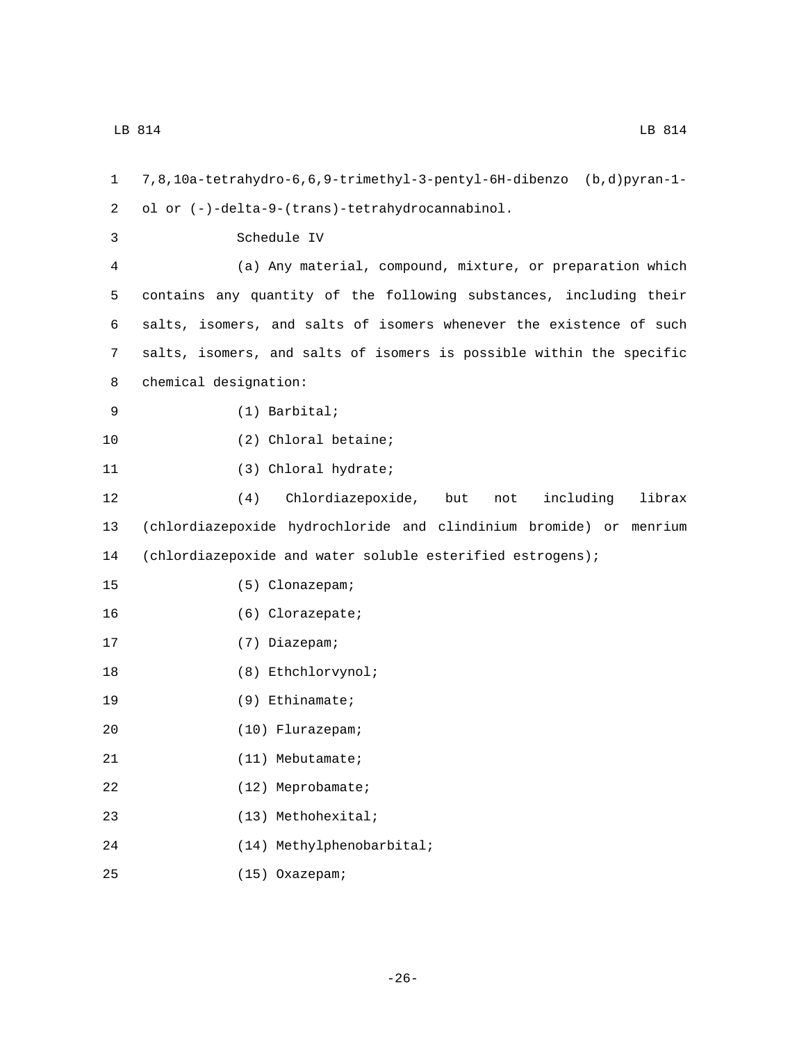7,8,10a-tetrahydro-6,6,9-trimethyl-3-pentyl-6H-dibenzo (b,d)pyran-1-ol or (-)-delta-9-(trans)-tetrahydrocannabinol.

Schedule IV

(a) Any material, compound, mixture, or preparation which contains any quantity of the following substances, including their salts, isomers, and salts of isomers whenever the existence of such salts, isomers, and salts of isomers is possible within the specific chemical designation:

(1) Barbital;

(2) Chloral betaine;

(3) Chloral hydrate;

(4) Chlordiazepoxide, but not including librax (chlordiazepoxide hydrochloride and clindinium bromide) or menrium (chlordiazepoxide and water soluble esterified estrogens);

(5) Clonazepam;

(6) Clorazepate;

(7) Diazepam;

(8) Ethchlorvynol;

(9) Ethinamate;

(10) Flurazepam;

(11) Mebutamate;

(12) Meprobamate;

(13) Methohexital;

(14) Methylphenobarbital;

(15) Oxazepam;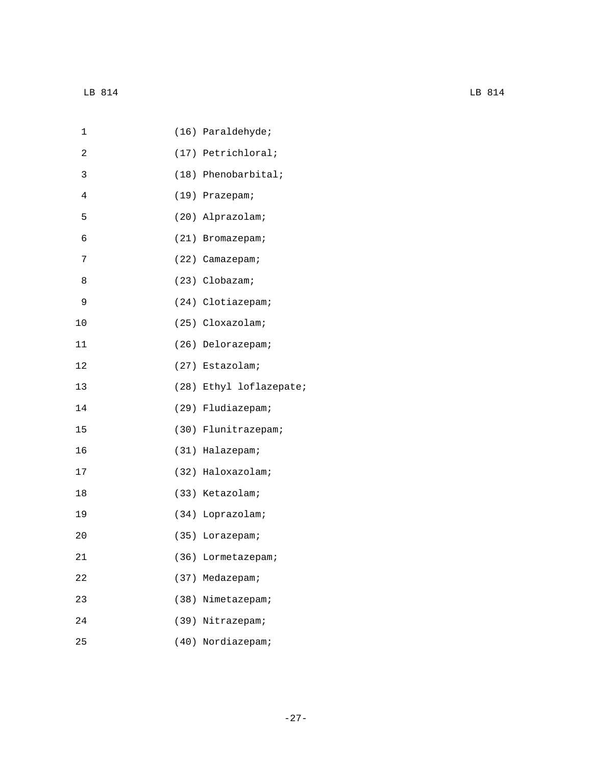(16) Paraldehyde;

(17) Petrichloral;

(18) Phenobarbital;

(19) Prazepam;

(20) Alprazolam;

(21) Bromazepam;

(22) Camazepam;

(23) Clobazam;

(24) Clotiazepam;

(25) Cloxazolam;

(26) Delorazepam;

(27) Estazolam;

(28) Ethyl loflazepate;

(29) Fludiazepam;

(30) Flunitrazepam;

(31) Halazepam;

(32) Haloxazolam;

(33) Ketazolam;

(34) Loprazolam;

(35) Lorazepam;

(36) Lormetazepam;

(37) Medazepam;

(38) Nimetazepam;

(39) Nitrazepam;

(40) Nordiazepam;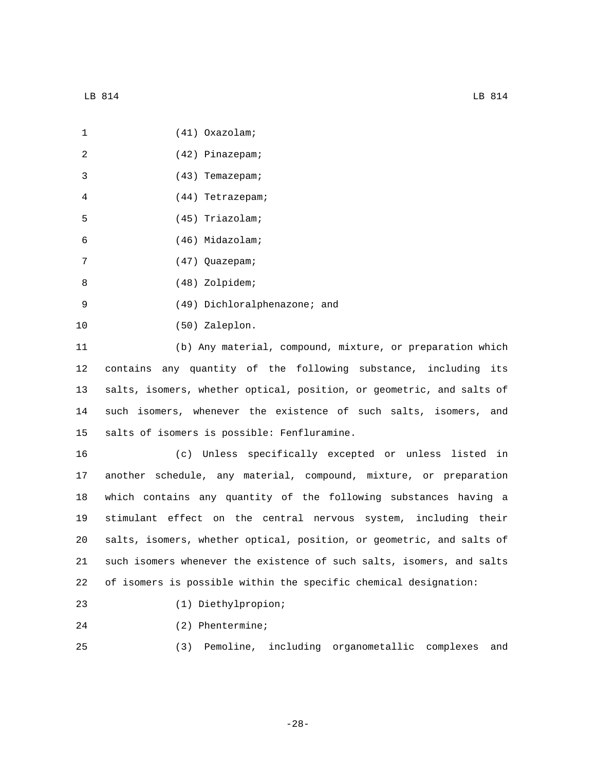(41) Oxazolam;

(42) Pinazepam;

(43) Temazepam;

(44) Tetrazepam;

(45) Triazolam;

(46) Midazolam;

(47) Quazepam;

(48) Zolpidem;

(49) Dichloralphenazone; and

(50) Zaleplon.

(b) Any material, compound, mixture, or preparation which contains any quantity of the following substance, including its salts, isomers, whether optical, position, or geometric, and salts of such isomers, whenever the existence of such salts, isomers, and salts of isomers is possible: Fenfluramine.

(c) Unless specifically excepted or unless listed in another schedule, any material, compound, mixture, or preparation which contains any quantity of the following substances having a stimulant effect on the central nervous system, including their salts, isomers, whether optical, position, or geometric, and salts of such isomers whenever the existence of such salts, isomers, and salts of isomers is possible within the specific chemical designation:

(1) Diethylpropion;

(2) Phentermine;

(3) Pemoline, including organometallic complexes and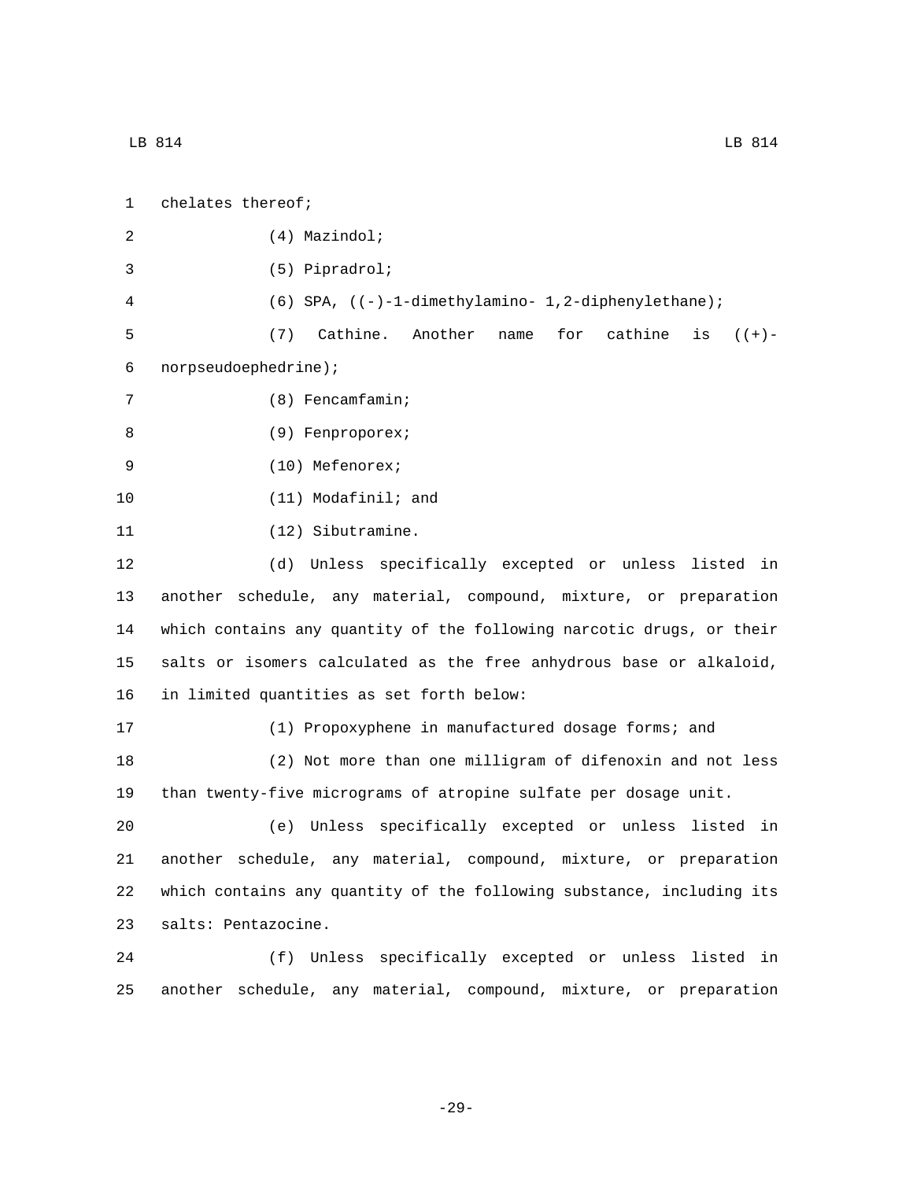chelates thereof;

(4) Mazindol;

(5) Pipradrol;

(6) SPA, ((-)-1-dimethylamino- 1,2-diphenylethane);

(7) Cathine. Another name for cathine is ((+)-norpseudoephedrine);

(8) Fencamfamin;

(9) Fenproporex;

(10) Mefenorex;

(11) Modafinil; and

(12) Sibutramine.

(d) Unless specifically excepted or unless listed in another schedule, any material, compound, mixture, or preparation which contains any quantity of the following narcotic drugs, or their salts or isomers calculated as the free anhydrous base or alkaloid, in limited quantities as set forth below:

(1) Propoxyphene in manufactured dosage forms; and

(2) Not more than one milligram of difenoxin and not less than twenty-five micrograms of atropine sulfate per dosage unit.

(e) Unless specifically excepted or unless listed in another schedule, any material, compound, mixture, or preparation which contains any quantity of the following substance, including its salts: Pentazocine.

(f) Unless specifically excepted or unless listed in another schedule, any material, compound, mixture, or preparation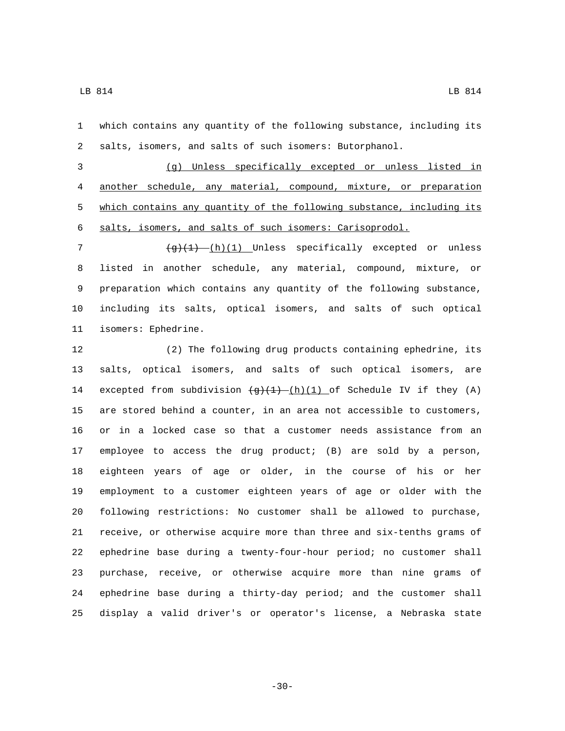which contains any quantity of the following substance, including its salts, isomers, and salts of such isomers: Butorphanol.

<u>(g) Unless specifically excepted or unless listed in another schedule, any material, compound, mixture, or preparation which contains any quantity of the following substance, including its salts, isomers, and salts of such isomers: Carisoprodol.</u>

~~(g)(1)~~ <u>(h)(1)</u> Unless specifically excepted or unless listed in another schedule, any material, compound, mixture, or preparation which contains any quantity of the following substance, including its salts, optical isomers, and salts of such optical isomers: Ephedrine.

(2) The following drug products containing ephedrine, its salts, optical isomers, and salts of such optical isomers, are excepted from subdivision ~~(g)(1)~~ <u>(h)(1)</u> of Schedule IV if they (A) are stored behind a counter, in an area not accessible to customers, or in a locked case so that a customer needs assistance from an employee to access the drug product; (B) are sold by a person, eighteen years of age or older, in the course of his or her employment to a customer eighteen years of age or older with the following restrictions: No customer shall be allowed to purchase, receive, or otherwise acquire more than three and six-tenths grams of ephedrine base during a twenty-four-hour period; no customer shall purchase, receive, or otherwise acquire more than nine grams of ephedrine base during a thirty-day period; and the customer shall display a valid driver's or operator's license, a Nebraska state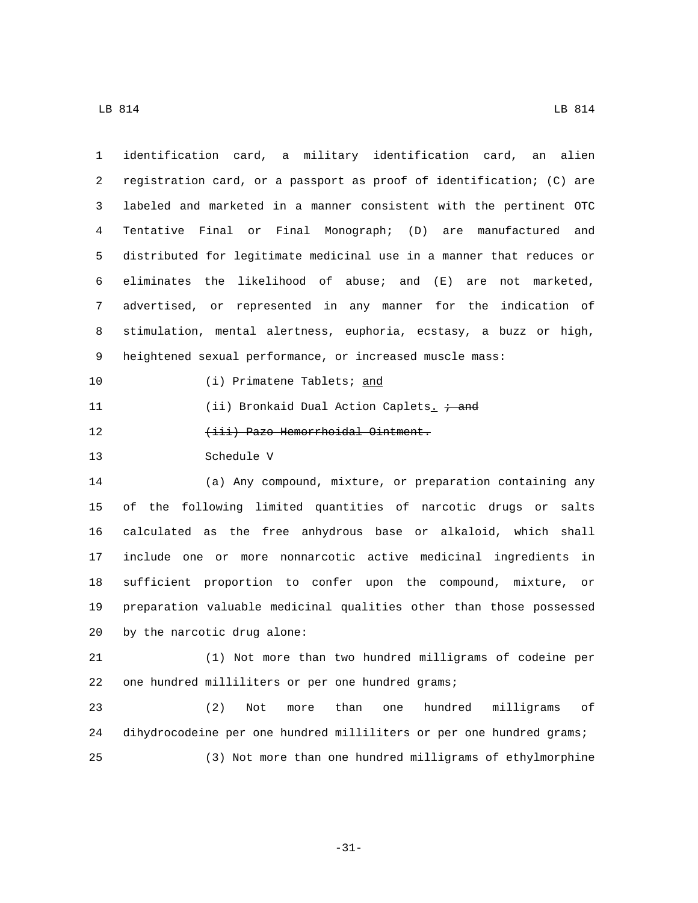identification card, a military identification card, an alien registration card, or a passport as proof of identification; (C) are labeled and marketed in a manner consistent with the pertinent OTC Tentative Final or Final Monograph; (D) are manufactured and distributed for legitimate medicinal use in a manner that reduces or eliminates the likelihood of abuse; and (E) are not marketed, advertised, or represented in any manner for the indication of stimulation, mental alertness, euphoria, ecstasy, a buzz or high, heightened sexual performance, or increased muscle mass:

(i) Primatene Tablets; <u>and</u>

(ii) Bronkaid Dual Action Caplets<u>.</u> ~~; and~~

~~(iii) Pazo Hemorrhoidal Ointment.~~

Schedule V

(a) Any compound, mixture, or preparation containing any of the following limited quantities of narcotic drugs or salts calculated as the free anhydrous base or alkaloid, which shall include one or more nonnarcotic active medicinal ingredients in sufficient proportion to confer upon the compound, mixture, or preparation valuable medicinal qualities other than those possessed by the narcotic drug alone:

(1) Not more than two hundred milligrams of codeine per one hundred milliliters or per one hundred grams;

(2) Not more than one hundred milligrams of dihydrocodeine per one hundred milliliters or per one hundred grams;

(3) Not more than one hundred milligrams of ethylmorphine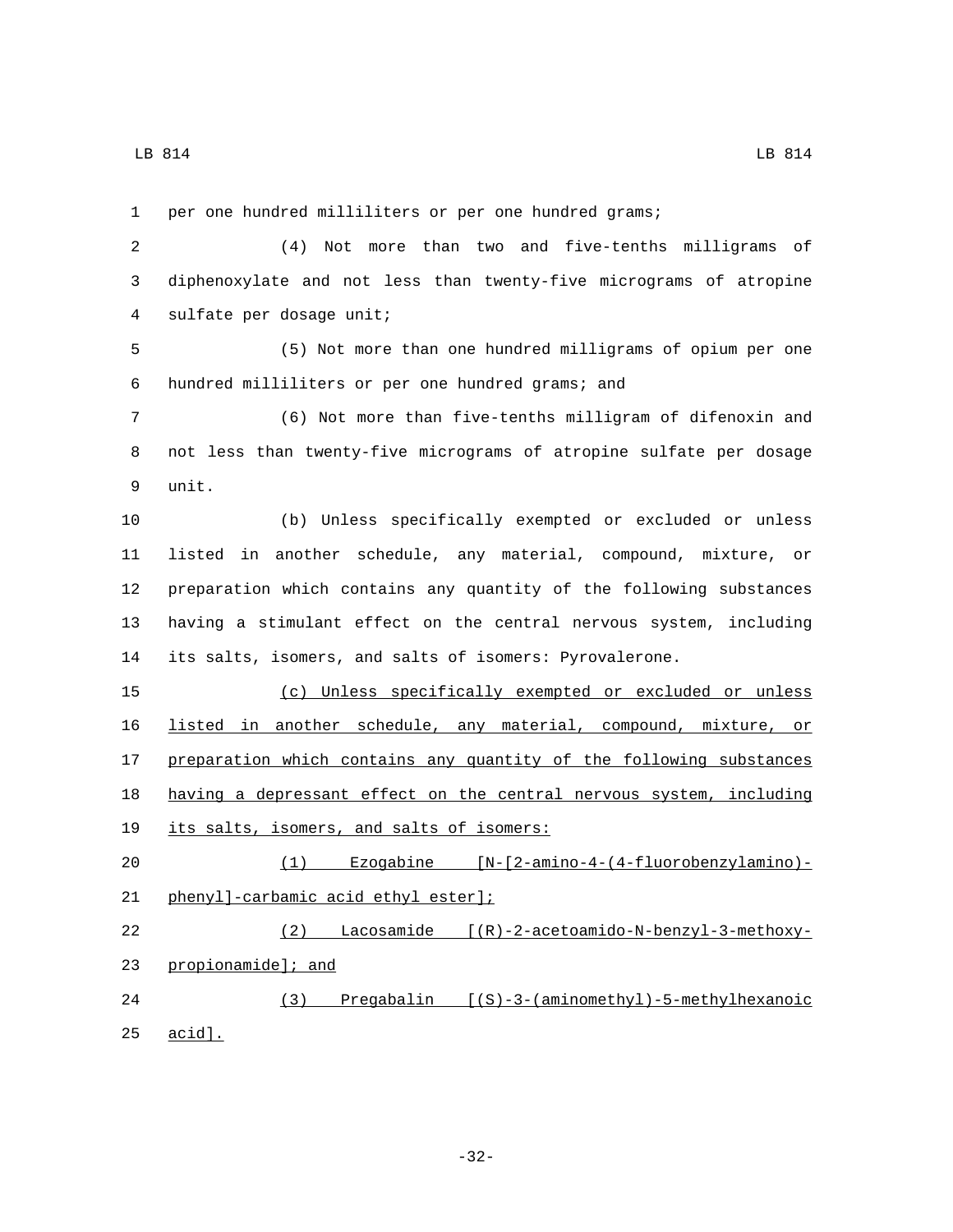per one hundred milliliters or per one hundred grams;

(4) Not more than two and five-tenths milligrams of diphenoxylate and not less than twenty-five micrograms of atropine sulfate per dosage unit;

(5) Not more than one hundred milligrams of opium per one hundred milliliters or per one hundred grams; and

(6) Not more than five-tenths milligram of difenoxin and not less than twenty-five micrograms of atropine sulfate per dosage unit.

(b) Unless specifically exempted or excluded or unless listed in another schedule, any material, compound, mixture, or preparation which contains any quantity of the following substances having a stimulant effect on the central nervous system, including its salts, isomers, and salts of isomers: Pyrovalerone.

<u>(c) Unless specifically exempted or excluded or unless listed in another schedule, any material, compound, mixture, or preparation which contains any quantity of the following substances having a depressant effect on the central nervous system, including its salts, isomers, and salts of isomers:</u>

<u>(1) Ezogabine [N-[2-amino-4-(4-fluorobenzylamino)-phenyl]-carbamic acid ethyl ester];</u>

<u>(2) Lacosamide [(R)-2-acetoamido-N-benzyl-3-methoxy-propionamide]; and</u>

<u>(3) Pregabalin [(S)-3-(aminomethyl)-5-methylhexanoic acid].</u>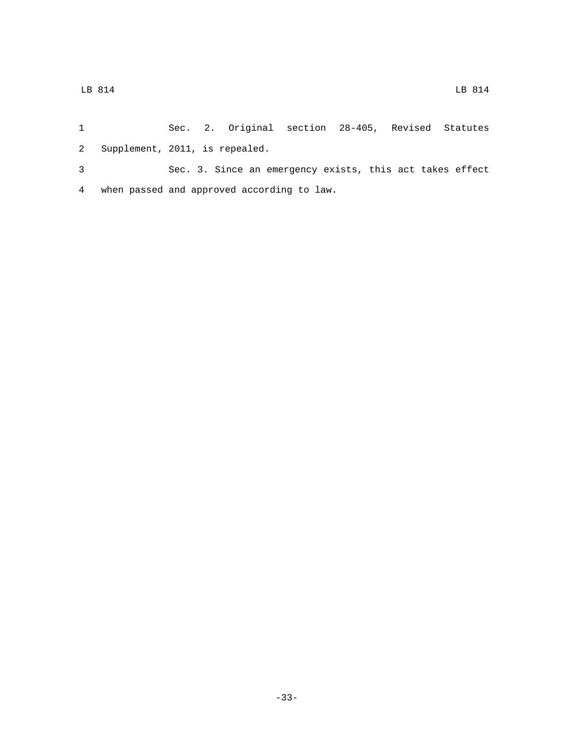Sec. 2. Original section 28-405, Revised Statutes Supplement, 2011, is repealed.

Sec. 3. Since an emergency exists, this act takes effect when passed and approved according to law.